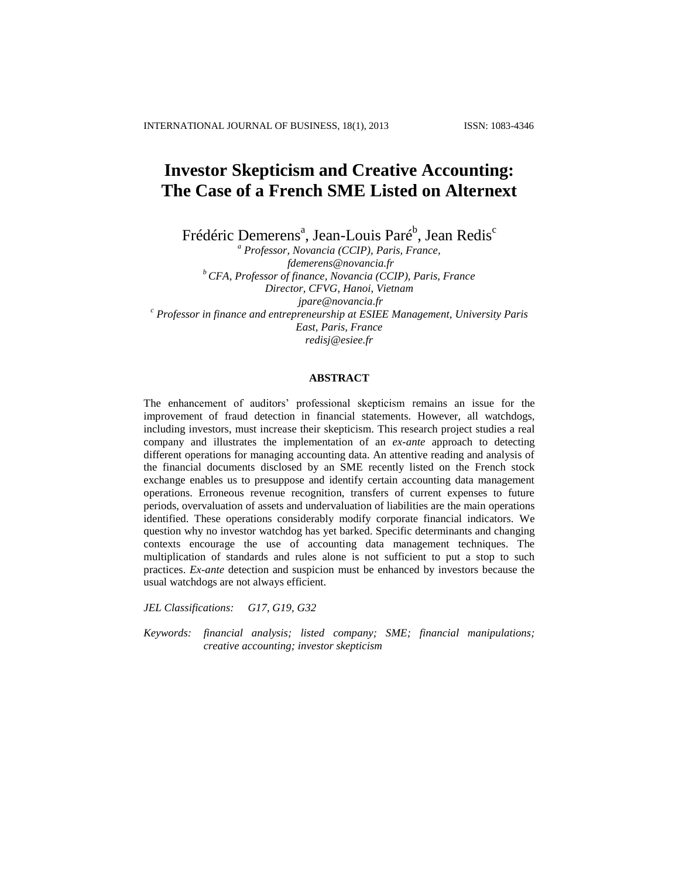# Investor Skepticism and Creative Accounting: The Case of a French SME Listed on Alternext

Frédéric Demerens[a], Jean-Louis Paré[b], Jean Redis[c]

[a] *Professor, Novancia (CCIP), Paris, France,*
*fdemerens@novancia.fr*
[b] *CFA, Professor of finance, Novancia (CCIP), Paris, France*
*Director, CFVG, Hanoi, Vietnam*
*jpare@novancia.fr*
[c] *Professor in finance and entrepreneurship at ESIEE Management, University Paris East, Paris, France*
*redisj@esiee.fr*

## ABSTRACT

The enhancement of auditors' professional skepticism remains an issue for the improvement of fraud detection in financial statements. However, all watchdogs, including investors, must increase their skepticism. This research project studies a real company and illustrates the implementation of an *ex-ante* approach to detecting different operations for managing accounting data. An attentive reading and analysis of the financial documents disclosed by an SME recently listed on the French stock exchange enables us to presuppose and identify certain accounting data management operations. Erroneous revenue recognition, transfers of current expenses to future periods, overvaluation of assets and undervaluation of liabilities are the main operations identified. These operations considerably modify corporate financial indicators. We question why no investor watchdog has yet barked. Specific determinants and changing contexts encourage the use of accounting data management techniques. The multiplication of standards and rules alone is not sufficient to put a stop to such practices. *Ex-ante* detection and suspicion must be enhanced by investors because the usual watchdogs are not always efficient.

*JEL Classifications:* *G17, G19, G32*

*Keywords:* *financial analysis; listed company; SME; financial manipulations; creative accounting; investor skepticism*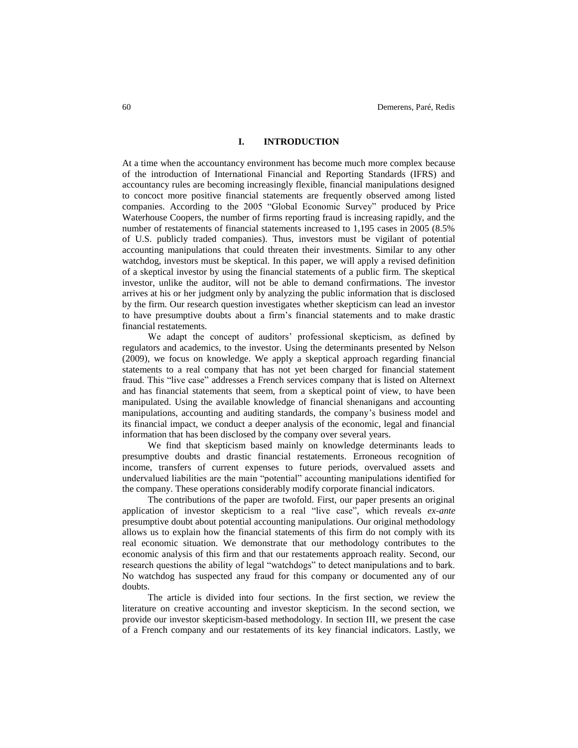## I. INTRODUCTION

At a time when the accountancy environment has become much more complex because of the introduction of International Financial and Reporting Standards (IFRS) and accountancy rules are becoming increasingly flexible, financial manipulations designed to concoct more positive financial statements are frequently observed among listed companies. According to the 2005 "Global Economic Survey" produced by Price Waterhouse Coopers, the number of firms reporting fraud is increasing rapidly, and the number of restatements of financial statements increased to 1,195 cases in 2005 (8.5% of U.S. publicly traded companies). Thus, investors must be vigilant of potential accounting manipulations that could threaten their investments. Similar to any other watchdog, investors must be skeptical. In this paper, we will apply a revised definition of a skeptical investor by using the financial statements of a public firm. The skeptical investor, unlike the auditor, will not be able to demand confirmations. The investor arrives at his or her judgment only by analyzing the public information that is disclosed by the firm. Our research question investigates whether skepticism can lead an investor to have presumptive doubts about a firm's financial statements and to make drastic financial restatements.

We adapt the concept of auditors' professional skepticism, as defined by regulators and academics, to the investor. Using the determinants presented by Nelson (2009), we focus on knowledge. We apply a skeptical approach regarding financial statements to a real company that has not yet been charged for financial statement fraud. This "live case" addresses a French services company that is listed on Alternext and has financial statements that seem, from a skeptical point of view, to have been manipulated. Using the available knowledge of financial shenanigans and accounting manipulations, accounting and auditing standards, the company's business model and its financial impact, we conduct a deeper analysis of the economic, legal and financial information that has been disclosed by the company over several years.

We find that skepticism based mainly on knowledge determinants leads to presumptive doubts and drastic financial restatements. Erroneous recognition of income, transfers of current expenses to future periods, overvalued assets and undervalued liabilities are the main "potential" accounting manipulations identified for the company. These operations considerably modify corporate financial indicators.

The contributions of the paper are twofold. First, our paper presents an original application of investor skepticism to a real "live case", which reveals *ex-ante* presumptive doubt about potential accounting manipulations. Our original methodology allows us to explain how the financial statements of this firm do not comply with its real economic situation. We demonstrate that our methodology contributes to the economic analysis of this firm and that our restatements approach reality. Second, our research questions the ability of legal "watchdogs" to detect manipulations and to bark. No watchdog has suspected any fraud for this company or documented any of our doubts.

The article is divided into four sections. In the first section, we review the literature on creative accounting and investor skepticism. In the second section, we provide our investor skepticism-based methodology. In section III, we present the case of a French company and our restatements of its key financial indicators. Lastly, we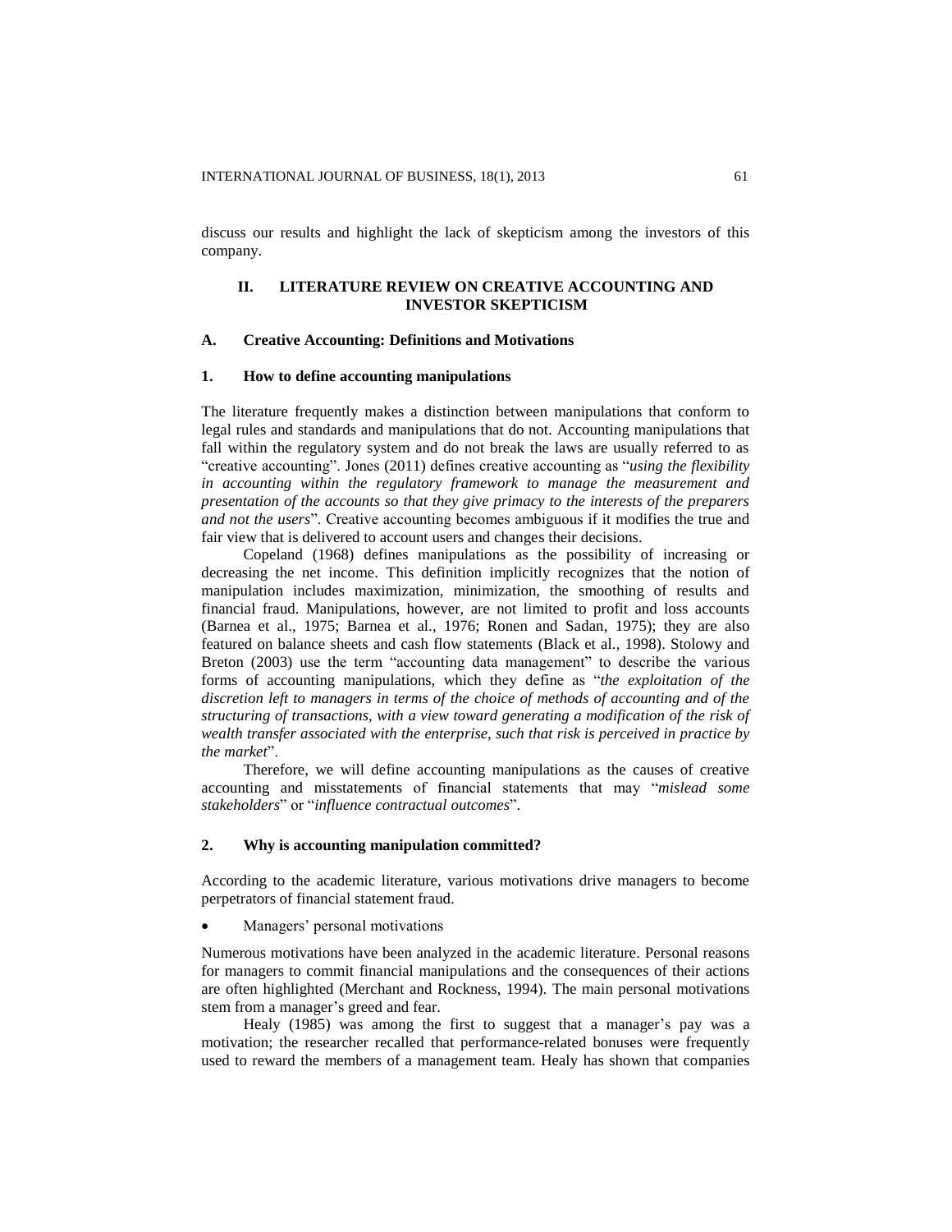discuss our results and highlight the lack of skepticism among the investors of this company.

## II. LITERATURE REVIEW ON CREATIVE ACCOUNTING AND INVESTOR SKEPTICISM

### A. Creative Accounting: Definitions and Motivations

#### 1. How to define accounting manipulations

The literature frequently makes a distinction between manipulations that conform to legal rules and standards and manipulations that do not. Accounting manipulations that fall within the regulatory system and do not break the laws are usually referred to as "creative accounting". Jones (2011) defines creative accounting as "*using the flexibility in accounting within the regulatory framework to manage the measurement and presentation of the accounts so that they give primacy to the interests of the preparers and not the users*". Creative accounting becomes ambiguous if it modifies the true and fair view that is delivered to account users and changes their decisions.

Copeland (1968) defines manipulations as the possibility of increasing or decreasing the net income. This definition implicitly recognizes that the notion of manipulation includes maximization, minimization, the smoothing of results and financial fraud. Manipulations, however, are not limited to profit and loss accounts (Barnea et al., 1975; Barnea et al., 1976; Ronen and Sadan, 1975); they are also featured on balance sheets and cash flow statements (Black et al., 1998). Stolowy and Breton (2003) use the term "accounting data management" to describe the various forms of accounting manipulations, which they define as "*the exploitation of the discretion left to managers in terms of the choice of methods of accounting and of the structuring of transactions, with a view toward generating a modification of the risk of wealth transfer associated with the enterprise, such that risk is perceived in practice by the market*".

Therefore, we will define accounting manipulations as the causes of creative accounting and misstatements of financial statements that may "*mislead some stakeholders*" or "*influence contractual outcomes*".

#### 2. Why is accounting manipulation committed?

According to the academic literature, various motivations drive managers to become perpetrators of financial statement fraud.

- Managers' personal motivations

Numerous motivations have been analyzed in the academic literature. Personal reasons for managers to commit financial manipulations and the consequences of their actions are often highlighted (Merchant and Rockness, 1994). The main personal motivations stem from a manager's greed and fear.

Healy (1985) was among the first to suggest that a manager's pay was a motivation; the researcher recalled that performance-related bonuses were frequently used to reward the members of a management team. Healy has shown that companies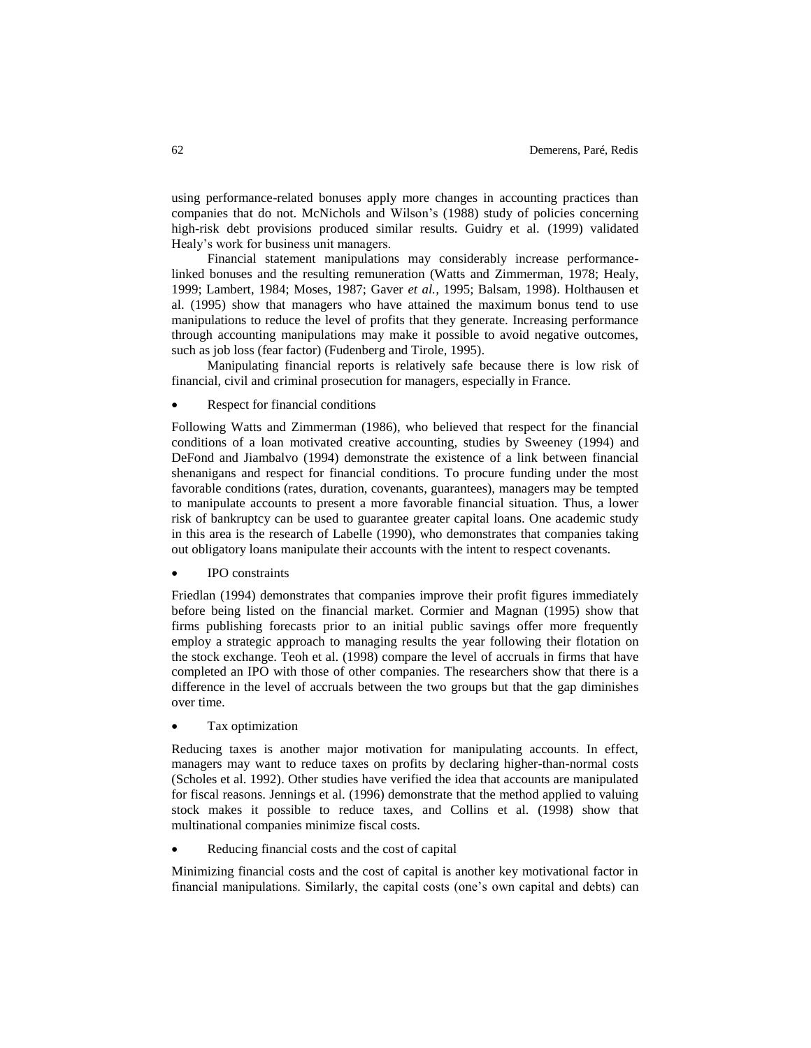using performance-related bonuses apply more changes in accounting practices than companies that do not. McNichols and Wilson's (1988) study of policies concerning high-risk debt provisions produced similar results. Guidry et al. (1999) validated Healy's work for business unit managers.

Financial statement manipulations may considerably increase performance-linked bonuses and the resulting remuneration (Watts and Zimmerman, 1978; Healy, 1999; Lambert, 1984; Moses, 1987; Gaver *et al.,* 1995; Balsam, 1998). Holthausen et al. (1995) show that managers who have attained the maximum bonus tend to use manipulations to reduce the level of profits that they generate. Increasing performance through accounting manipulations may make it possible to avoid negative outcomes, such as job loss (fear factor) (Fudenberg and Tirole, 1995).

Manipulating financial reports is relatively safe because there is low risk of financial, civil and criminal prosecution for managers, especially in France.

- Respect for financial conditions

Following Watts and Zimmerman (1986), who believed that respect for the financial conditions of a loan motivated creative accounting, studies by Sweeney (1994) and DeFond and Jiambalvo (1994) demonstrate the existence of a link between financial shenanigans and respect for financial conditions. To procure funding under the most favorable conditions (rates, duration, covenants, guarantees), managers may be tempted to manipulate accounts to present a more favorable financial situation. Thus, a lower risk of bankruptcy can be used to guarantee greater capital loans. One academic study in this area is the research of Labelle (1990), who demonstrates that companies taking out obligatory loans manipulate their accounts with the intent to respect covenants.

- IPO constraints

Friedlan (1994) demonstrates that companies improve their profit figures immediately before being listed on the financial market. Cormier and Magnan (1995) show that firms publishing forecasts prior to an initial public savings offer more frequently employ a strategic approach to managing results the year following their flotation on the stock exchange. Teoh et al. (1998) compare the level of accruals in firms that have completed an IPO with those of other companies. The researchers show that there is a difference in the level of accruals between the two groups but that the gap diminishes over time.

- Tax optimization

Reducing taxes is another major motivation for manipulating accounts. In effect, managers may want to reduce taxes on profits by declaring higher-than-normal costs (Scholes et al. 1992). Other studies have verified the idea that accounts are manipulated for fiscal reasons. Jennings et al. (1996) demonstrate that the method applied to valuing stock makes it possible to reduce taxes, and Collins et al. (1998) show that multinational companies minimize fiscal costs.

- Reducing financial costs and the cost of capital

Minimizing financial costs and the cost of capital is another key motivational factor in financial manipulations. Similarly, the capital costs (one's own capital and debts) can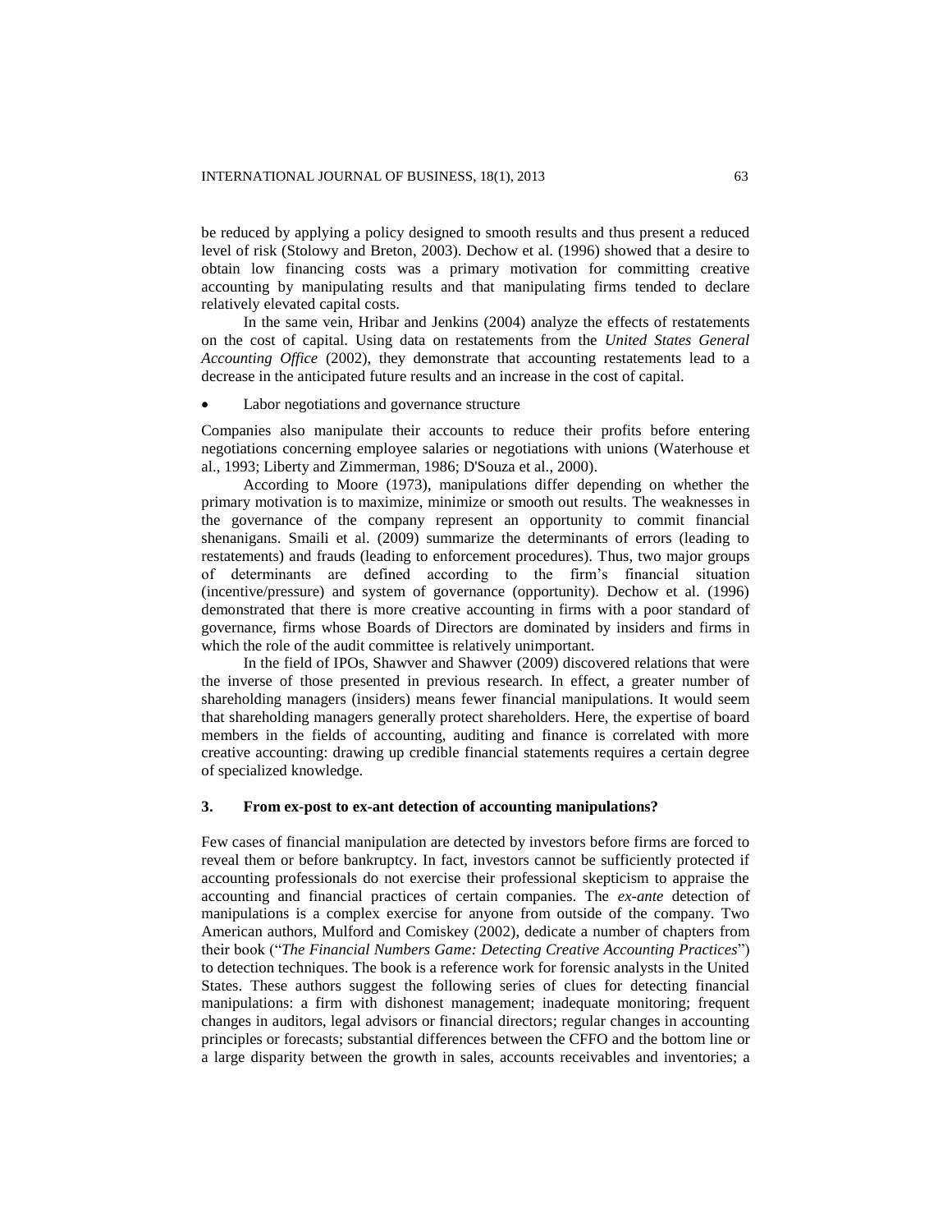be reduced by applying a policy designed to smooth results and thus present a reduced level of risk (Stolowy and Breton, 2003). Dechow et al. (1996) showed that a desire to obtain low financing costs was a primary motivation for committing creative accounting by manipulating results and that manipulating firms tended to declare relatively elevated capital costs.

In the same vein, Hribar and Jenkins (2004) analyze the effects of restatements on the cost of capital. Using data on restatements from the *United States General Accounting Office* (2002), they demonstrate that accounting restatements lead to a decrease in the anticipated future results and an increase in the cost of capital.

- Labor negotiations and governance structure

Companies also manipulate their accounts to reduce their profits before entering negotiations concerning employee salaries or negotiations with unions (Waterhouse et al., 1993; Liberty and Zimmerman, 1986; D'Souza et al., 2000).

According to Moore (1973), manipulations differ depending on whether the primary motivation is to maximize, minimize or smooth out results. The weaknesses in the governance of the company represent an opportunity to commit financial shenanigans. Smaili et al. (2009) summarize the determinants of errors (leading to restatements) and frauds (leading to enforcement procedures). Thus, two major groups of determinants are defined according to the firm's financial situation (incentive/pressure) and system of governance (opportunity). Dechow et al. (1996) demonstrated that there is more creative accounting in firms with a poor standard of governance, firms whose Boards of Directors are dominated by insiders and firms in which the role of the audit committee is relatively unimportant.

In the field of IPOs, Shawver and Shawver (2009) discovered relations that were the inverse of those presented in previous research. In effect, a greater number of shareholding managers (insiders) means fewer financial manipulations. It would seem that shareholding managers generally protect shareholders. Here, the expertise of board members in the fields of accounting, auditing and finance is correlated with more creative accounting: drawing up credible financial statements requires a certain degree of specialized knowledge.

## 3. From ex-post to ex-ant detection of accounting manipulations?

Few cases of financial manipulation are detected by investors before firms are forced to reveal them or before bankruptcy. In fact, investors cannot be sufficiently protected if accounting professionals do not exercise their professional skepticism to appraise the accounting and financial practices of certain companies. The *ex-ante* detection of manipulations is a complex exercise for anyone from outside of the company. Two American authors, Mulford and Comiskey (2002), dedicate a number of chapters from their book ("*The Financial Numbers Game: Detecting Creative Accounting Practices*") to detection techniques. The book is a reference work for forensic analysts in the United States. These authors suggest the following series of clues for detecting financial manipulations: a firm with dishonest management; inadequate monitoring; frequent changes in auditors, legal advisors or financial directors; regular changes in accounting principles or forecasts; substantial differences between the CFFO and the bottom line or a large disparity between the growth in sales, accounts receivables and inventories; a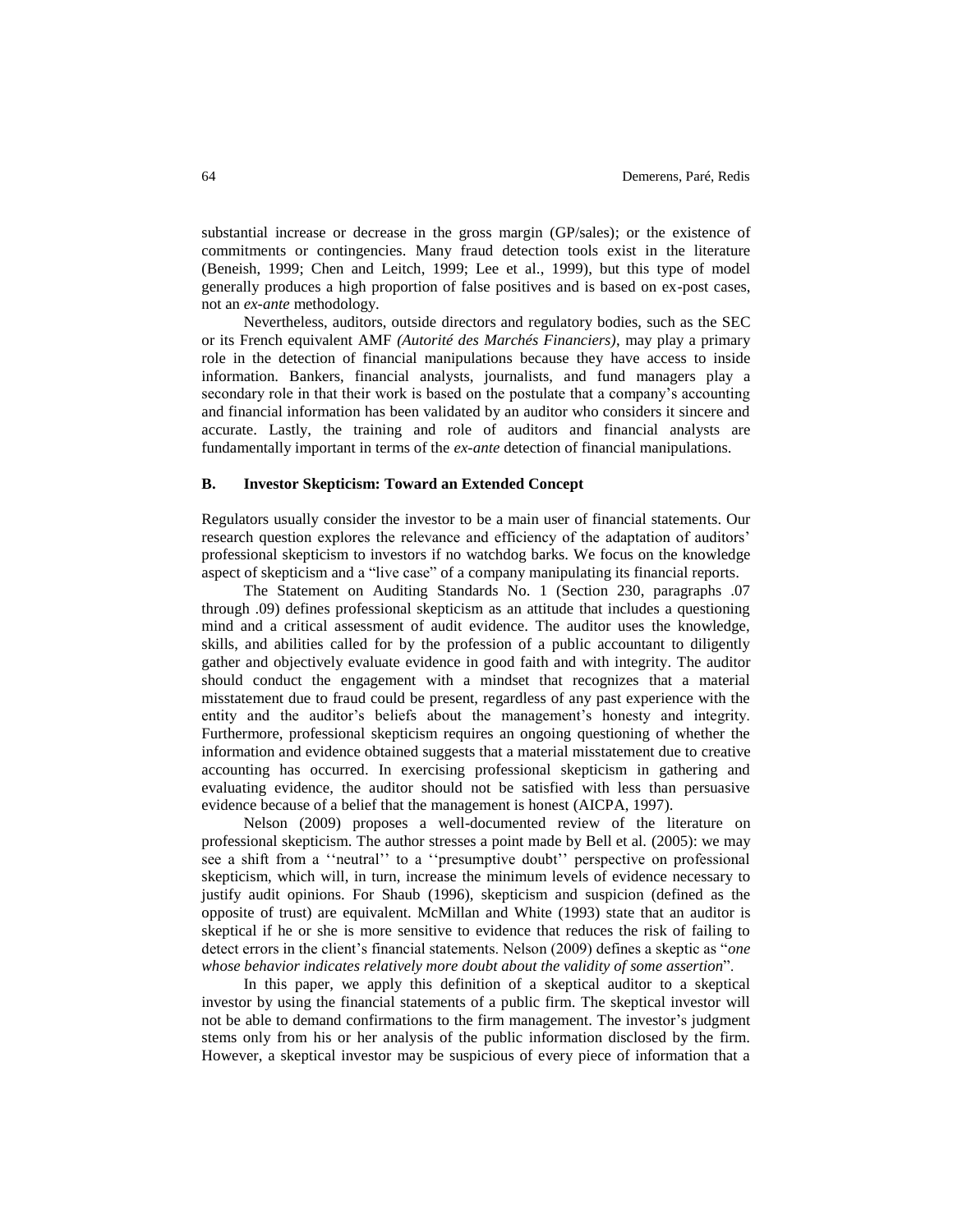substantial increase or decrease in the gross margin (GP/sales); or the existence of commitments or contingencies. Many fraud detection tools exist in the literature (Beneish, 1999; Chen and Leitch, 1999; Lee et al., 1999), but this type of model generally produces a high proportion of false positives and is based on ex-post cases, not an *ex-ante* methodology.

Nevertheless, auditors, outside directors and regulatory bodies, such as the SEC or its French equivalent AMF *(Autorité des Marchés Financiers)*, may play a primary role in the detection of financial manipulations because they have access to inside information. Bankers, financial analysts, journalists, and fund managers play a secondary role in that their work is based on the postulate that a company's accounting and financial information has been validated by an auditor who considers it sincere and accurate. Lastly, the training and role of auditors and financial analysts are fundamentally important in terms of the *ex-ante* detection of financial manipulations.

### B. Investor Skepticism: Toward an Extended Concept

Regulators usually consider the investor to be a main user of financial statements. Our research question explores the relevance and efficiency of the adaptation of auditors' professional skepticism to investors if no watchdog barks. We focus on the knowledge aspect of skepticism and a "live case" of a company manipulating its financial reports.

The Statement on Auditing Standards No. 1 (Section 230, paragraphs .07 through .09) defines professional skepticism as an attitude that includes a questioning mind and a critical assessment of audit evidence. The auditor uses the knowledge, skills, and abilities called for by the profession of a public accountant to diligently gather and objectively evaluate evidence in good faith and with integrity. The auditor should conduct the engagement with a mindset that recognizes that a material misstatement due to fraud could be present, regardless of any past experience with the entity and the auditor's beliefs about the management's honesty and integrity. Furthermore, professional skepticism requires an ongoing questioning of whether the information and evidence obtained suggests that a material misstatement due to creative accounting has occurred. In exercising professional skepticism in gathering and evaluating evidence, the auditor should not be satisfied with less than persuasive evidence because of a belief that the management is honest (AICPA, 1997).

Nelson (2009) proposes a well-documented review of the literature on professional skepticism. The author stresses a point made by Bell et al. (2005): we may see a shift from a ''neutral'' to a ''presumptive doubt'' perspective on professional skepticism, which will, in turn, increase the minimum levels of evidence necessary to justify audit opinions. For Shaub (1996), skepticism and suspicion (defined as the opposite of trust) are equivalent. McMillan and White (1993) state that an auditor is skeptical if he or she is more sensitive to evidence that reduces the risk of failing to detect errors in the client's financial statements. Nelson (2009) defines a skeptic as "*one whose behavior indicates relatively more doubt about the validity of some assertion*".

In this paper, we apply this definition of a skeptical auditor to a skeptical investor by using the financial statements of a public firm. The skeptical investor will not be able to demand confirmations to the firm management. The investor's judgment stems only from his or her analysis of the public information disclosed by the firm. However, a skeptical investor may be suspicious of every piece of information that a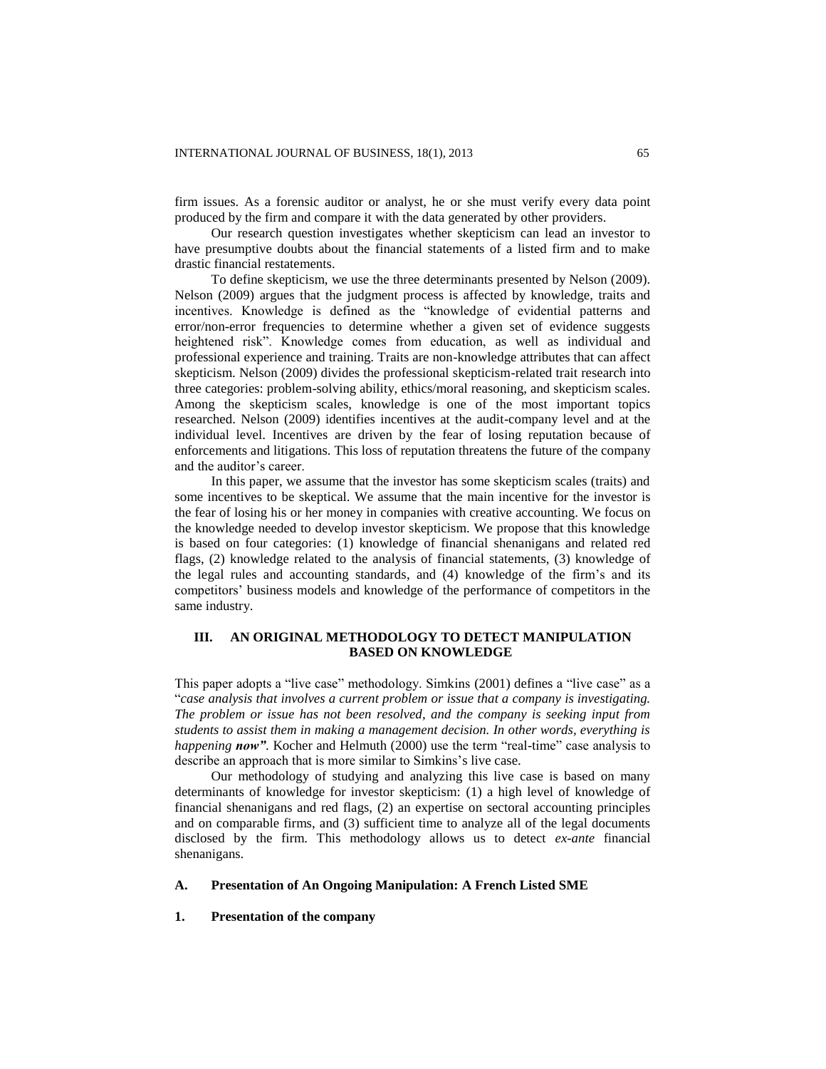firm issues. As a forensic auditor or analyst, he or she must verify every data point produced by the firm and compare it with the data generated by other providers.

Our research question investigates whether skepticism can lead an investor to have presumptive doubts about the financial statements of a listed firm and to make drastic financial restatements.

To define skepticism, we use the three determinants presented by Nelson (2009). Nelson (2009) argues that the judgment process is affected by knowledge, traits and incentives. Knowledge is defined as the "knowledge of evidential patterns and error/non-error frequencies to determine whether a given set of evidence suggests heightened risk". Knowledge comes from education, as well as individual and professional experience and training. Traits are non-knowledge attributes that can affect skepticism. Nelson (2009) divides the professional skepticism-related trait research into three categories: problem-solving ability, ethics/moral reasoning, and skepticism scales. Among the skepticism scales, knowledge is one of the most important topics researched. Nelson (2009) identifies incentives at the audit-company level and at the individual level. Incentives are driven by the fear of losing reputation because of enforcements and litigations. This loss of reputation threatens the future of the company and the auditor's career.

In this paper, we assume that the investor has some skepticism scales (traits) and some incentives to be skeptical. We assume that the main incentive for the investor is the fear of losing his or her money in companies with creative accounting. We focus on the knowledge needed to develop investor skepticism. We propose that this knowledge is based on four categories: (1) knowledge of financial shenanigans and related red flags, (2) knowledge related to the analysis of financial statements, (3) knowledge of the legal rules and accounting standards, and (4) knowledge of the firm's and its competitors' business models and knowledge of the performance of competitors in the same industry.

## III. AN ORIGINAL METHODOLOGY TO DETECT MANIPULATION BASED ON KNOWLEDGE

This paper adopts a "live case" methodology. Simkins (2001) defines a "live case" as a "*case analysis that involves a current problem or issue that a company is investigating. The problem or issue has not been resolved, and the company is seeking input from students to assist them in making a management decision. In other words, everything is happening **now***". Kocher and Helmuth (2000) use the term "real-time" case analysis to describe an approach that is more similar to Simkins's live case.

Our methodology of studying and analyzing this live case is based on many determinants of knowledge for investor skepticism: (1) a high level of knowledge of financial shenanigans and red flags, (2) an expertise on sectoral accounting principles and on comparable firms, and (3) sufficient time to analyze all of the legal documents disclosed by the firm. This methodology allows us to detect *ex-ante* financial shenanigans.

### A. Presentation of An Ongoing Manipulation: A French Listed SME

#### 1. Presentation of the company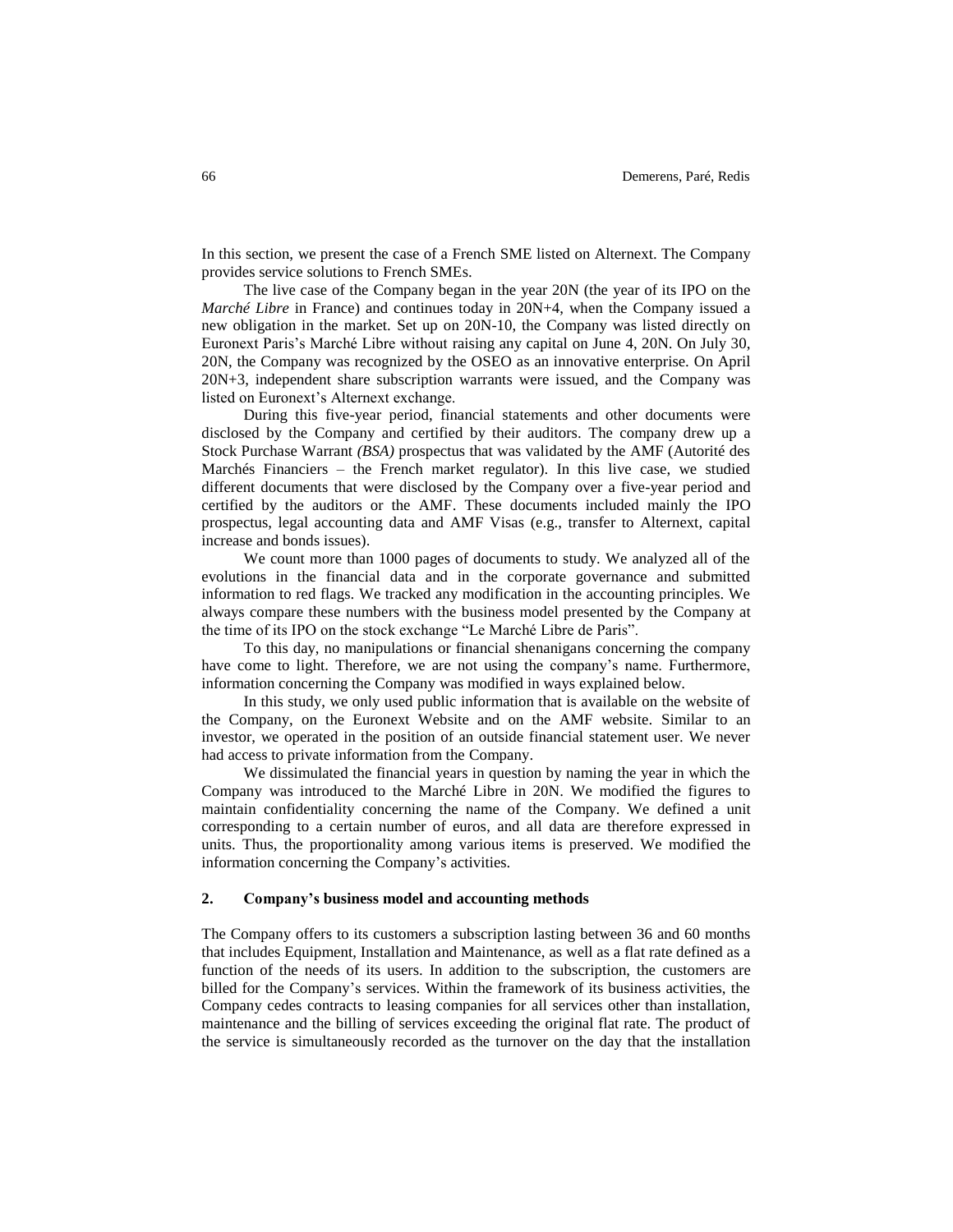In this section, we present the case of a French SME listed on Alternext. The Company provides service solutions to French SMEs.

The live case of the Company began in the year 20N (the year of its IPO on the *Marché Libre* in France) and continues today in 20N+4, when the Company issued a new obligation in the market. Set up on 20N-10, the Company was listed directly on Euronext Paris's Marché Libre without raising any capital on June 4, 20N. On July 30, 20N, the Company was recognized by the OSEO as an innovative enterprise. On April 20N+3, independent share subscription warrants were issued, and the Company was listed on Euronext's Alternext exchange.

During this five-year period, financial statements and other documents were disclosed by the Company and certified by their auditors. The company drew up a Stock Purchase Warrant *(BSA)* prospectus that was validated by the AMF (Autorité des Marchés Financiers – the French market regulator). In this live case, we studied different documents that were disclosed by the Company over a five-year period and certified by the auditors or the AMF. These documents included mainly the IPO prospectus, legal accounting data and AMF Visas (e.g., transfer to Alternext, capital increase and bonds issues).

We count more than 1000 pages of documents to study. We analyzed all of the evolutions in the financial data and in the corporate governance and submitted information to red flags. We tracked any modification in the accounting principles. We always compare these numbers with the business model presented by the Company at the time of its IPO on the stock exchange "Le Marché Libre de Paris".

To this day, no manipulations or financial shenanigans concerning the company have come to light. Therefore, we are not using the company's name. Furthermore, information concerning the Company was modified in ways explained below.

In this study, we only used public information that is available on the website of the Company, on the Euronext Website and on the AMF website. Similar to an investor, we operated in the position of an outside financial statement user. We never had access to private information from the Company.

We dissimulated the financial years in question by naming the year in which the Company was introduced to the Marché Libre in 20N. We modified the figures to maintain confidentiality concerning the name of the Company. We defined a unit corresponding to a certain number of euros, and all data are therefore expressed in units. Thus, the proportionality among various items is preserved. We modified the information concerning the Company's activities.

## 2. Company's business model and accounting methods

The Company offers to its customers a subscription lasting between 36 and 60 months that includes Equipment, Installation and Maintenance, as well as a flat rate defined as a function of the needs of its users. In addition to the subscription, the customers are billed for the Company's services. Within the framework of its business activities, the Company cedes contracts to leasing companies for all services other than installation, maintenance and the billing of services exceeding the original flat rate. The product of the service is simultaneously recorded as the turnover on the day that the installation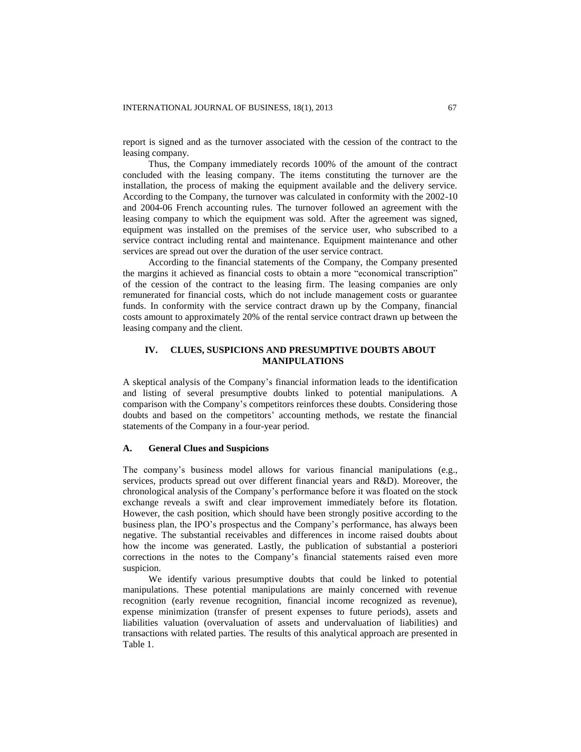report is signed and as the turnover associated with the cession of the contract to the leasing company.

Thus, the Company immediately records 100% of the amount of the contract concluded with the leasing company. The items constituting the turnover are the installation, the process of making the equipment available and the delivery service. According to the Company, the turnover was calculated in conformity with the 2002-10 and 2004-06 French accounting rules. The turnover followed an agreement with the leasing company to which the equipment was sold. After the agreement was signed, equipment was installed on the premises of the service user, who subscribed to a service contract including rental and maintenance. Equipment maintenance and other services are spread out over the duration of the user service contract.

According to the financial statements of the Company, the Company presented the margins it achieved as financial costs to obtain a more "economical transcription" of the cession of the contract to the leasing firm. The leasing companies are only remunerated for financial costs, which do not include management costs or guarantee funds. In conformity with the service contract drawn up by the Company, financial costs amount to approximately 20% of the rental service contract drawn up between the leasing company and the client.

## IV. CLUES, SUSPICIONS AND PRESUMPTIVE DOUBTS ABOUT MANIPULATIONS

A skeptical analysis of the Company's financial information leads to the identification and listing of several presumptive doubts linked to potential manipulations. A comparison with the Company's competitors reinforces these doubts. Considering those doubts and based on the competitors' accounting methods, we restate the financial statements of the Company in a four-year period.

### A. General Clues and Suspicions

The company's business model allows for various financial manipulations (e.g., services, products spread out over different financial years and R&D). Moreover, the chronological analysis of the Company's performance before it was floated on the stock exchange reveals a swift and clear improvement immediately before its flotation. However, the cash position, which should have been strongly positive according to the business plan, the IPO's prospectus and the Company's performance, has always been negative. The substantial receivables and differences in income raised doubts about how the income was generated. Lastly, the publication of substantial a posteriori corrections in the notes to the Company's financial statements raised even more suspicion.

We identify various presumptive doubts that could be linked to potential manipulations. These potential manipulations are mainly concerned with revenue recognition (early revenue recognition, financial income recognized as revenue), expense minimization (transfer of present expenses to future periods), assets and liabilities valuation (overvaluation of assets and undervaluation of liabilities) and transactions with related parties. The results of this analytical approach are presented in Table 1.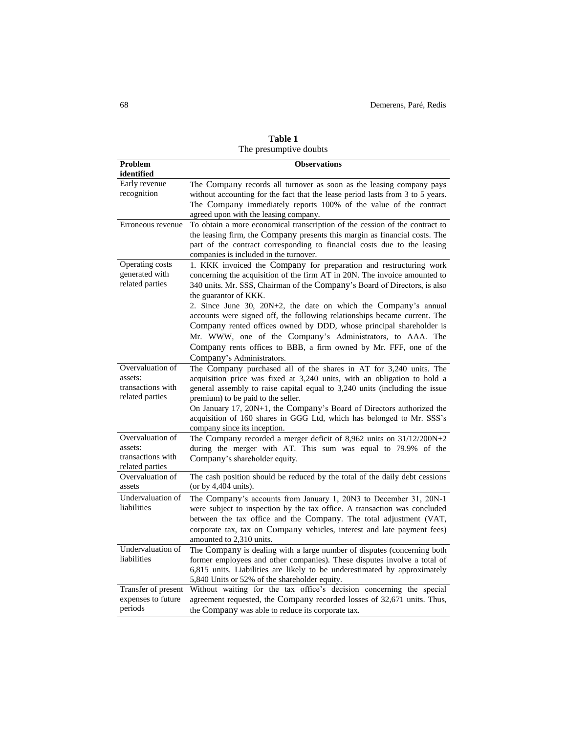**Table 1**
The presumptive doubts

| Problem identified | Observations |
|---|---|
| Early revenue recognition | The Company records all turnover as soon as the leasing company pays without accounting for the fact that the lease period lasts from 3 to 5 years. The Company immediately reports 100% of the value of the contract agreed upon with the leasing company. |
| Erroneous revenue | To obtain a more economical transcription of the cession of the contract to the leasing firm, the Company presents this margin as financial costs. The part of the contract corresponding to financial costs due to the leasing companies is included in the turnover. |
| Operating costs generated with related parties | 1. KKK invoiced the Company for preparation and restructuring work concerning the acquisition of the firm AT in 20N. The invoice amounted to 340 units. Mr. SSS, Chairman of the Company's Board of Directors, is also the guarantor of KKK. 2. Since June 30, 20N+2, the date on which the Company's annual accounts were signed off, the following relationships became current. The Company rented offices owned by DDD, whose principal shareholder is Mr. WWW, one of the Company's Administrators, to AAA. The Company rents offices to BBB, a firm owned by Mr. FFF, one of the Company's Administrators. |
| Overvaluation of assets: transactions with related parties | The Company purchased all of the shares in AT for 3,240 units. The acquisition price was fixed at 3,240 units, with an obligation to hold a general assembly to raise capital equal to 3,240 units (including the issue premium) to be paid to the seller. On January 17, 20N+1, the Company's Board of Directors authorized the acquisition of 160 shares in GGG Ltd, which has belonged to Mr. SSS's company since its inception. |
| Overvaluation of assets: transactions with related parties | The Company recorded a merger deficit of 8,962 units on 31/12/200N+2 during the merger with AT. This sum was equal to 79.9% of the Company's shareholder equity. |
| Overvaluation of assets | The cash position should be reduced by the total of the daily debt cessions (or by 4,404 units). |
| Undervaluation of liabilities | The Company's accounts from January 1, 20N3 to December 31, 20N-1 were subject to inspection by the tax office. A transaction was concluded between the tax office and the Company. The total adjustment (VAT, corporate tax, tax on Company vehicles, interest and late payment fees) amounted to 2,310 units. |
| Undervaluation of liabilities | The Company is dealing with a large number of disputes (concerning both former employees and other companies). These disputes involve a total of 6,815 units. Liabilities are likely to be underestimated by approximately 5,840 Units or 52% of the shareholder equity. |
| Transfer of present expenses to future periods | Without waiting for the tax office's decision concerning the special agreement requested, the Company recorded losses of 32,671 units. Thus, the Company was able to reduce its corporate tax. |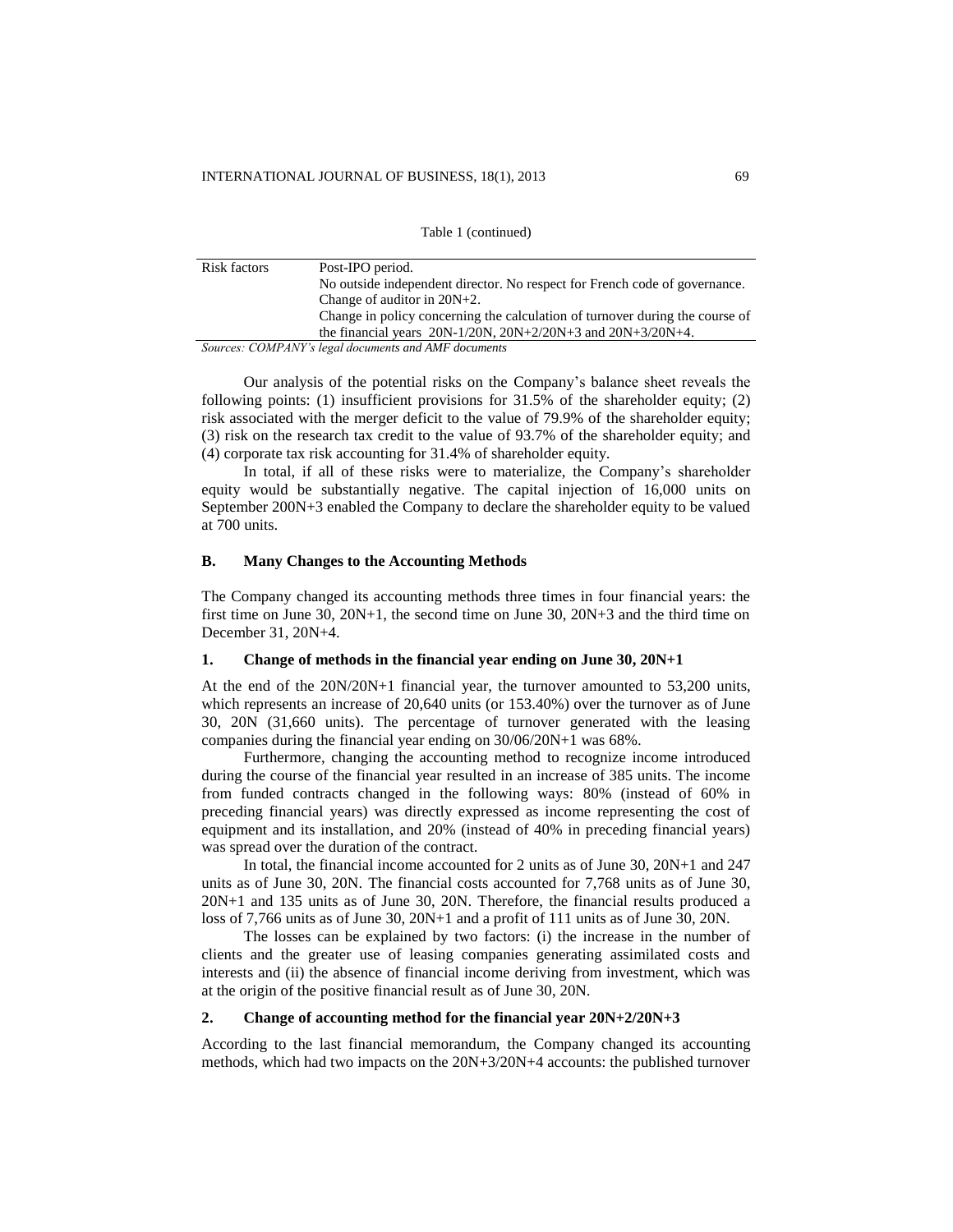Table 1 (continued)

| | |
|---|---|
| Risk factors | Post-IPO period.<br>No outside independent director. No respect for French code of governance.<br>Change of auditor in 20N+2.<br>Change in policy concerning the calculation of turnover during the course of the financial years 20N-1/20N, 20N+2/20N+3 and 20N+3/20N+4. |

*Sources: COMPANY's legal documents and AMF documents*

Our analysis of the potential risks on the Company's balance sheet reveals the following points: (1) insufficient provisions for 31.5% of the shareholder equity; (2) risk associated with the merger deficit to the value of 79.9% of the shareholder equity; (3) risk on the research tax credit to the value of 93.7% of the shareholder equity; and (4) corporate tax risk accounting for 31.4% of shareholder equity.

In total, if all of these risks were to materialize, the Company's shareholder equity would be substantially negative. The capital injection of 16,000 units on September 200N+3 enabled the Company to declare the shareholder equity to be valued at 700 units.

### B. Many Changes to the Accounting Methods

The Company changed its accounting methods three times in four financial years: the first time on June 30, 20N+1, the second time on June 30, 20N+3 and the third time on December 31, 20N+4.

#### 1. Change of methods in the financial year ending on June 30, 20N+1

At the end of the 20N/20N+1 financial year, the turnover amounted to 53,200 units, which represents an increase of 20,640 units (or 153.40%) over the turnover as of June 30, 20N (31,660 units). The percentage of turnover generated with the leasing companies during the financial year ending on 30/06/20N+1 was 68%.

Furthermore, changing the accounting method to recognize income introduced during the course of the financial year resulted in an increase of 385 units. The income from funded contracts changed in the following ways: 80% (instead of 60% in preceding financial years) was directly expressed as income representing the cost of equipment and its installation, and 20% (instead of 40% in preceding financial years) was spread over the duration of the contract.

In total, the financial income accounted for 2 units as of June 30, 20N+1 and 247 units as of June 30, 20N. The financial costs accounted for 7,768 units as of June 30, 20N+1 and 135 units as of June 30, 20N. Therefore, the financial results produced a loss of 7,766 units as of June 30, 20N+1 and a profit of 111 units as of June 30, 20N.

The losses can be explained by two factors: (i) the increase in the number of clients and the greater use of leasing companies generating assimilated costs and interests and (ii) the absence of financial income deriving from investment, which was at the origin of the positive financial result as of June 30, 20N.

#### 2. Change of accounting method for the financial year 20N+2/20N+3

According to the last financial memorandum, the Company changed its accounting methods, which had two impacts on the 20N+3/20N+4 accounts: the published turnover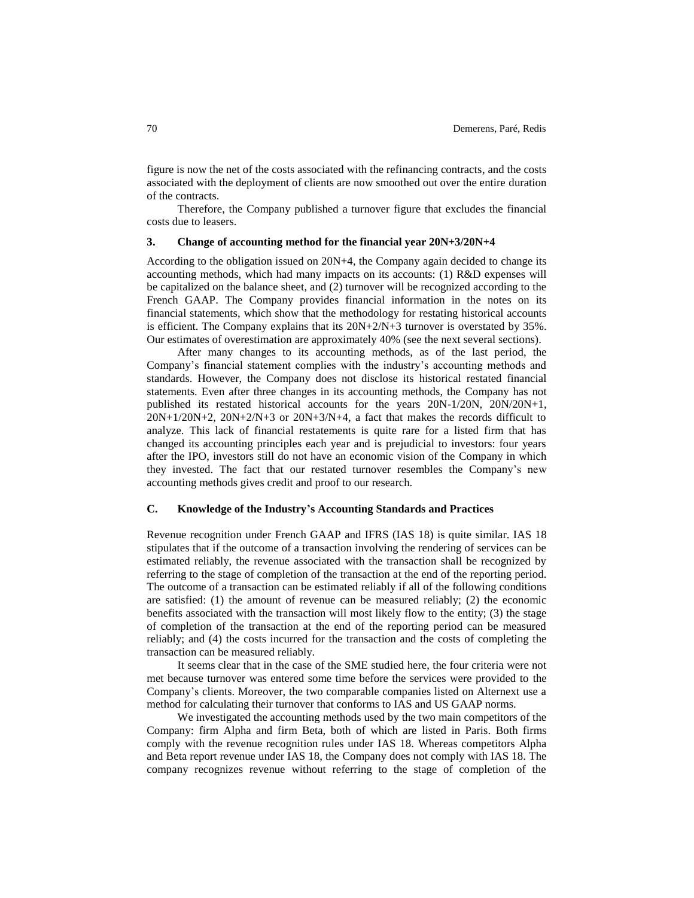figure is now the net of the costs associated with the refinancing contracts, and the costs associated with the deployment of clients are now smoothed out over the entire duration of the contracts.

Therefore, the Company published a turnover figure that excludes the financial costs due to leasers.

### 3. Change of accounting method for the financial year 20N+3/20N+4

According to the obligation issued on 20N+4, the Company again decided to change its accounting methods, which had many impacts on its accounts: (1) R&D expenses will be capitalized on the balance sheet, and (2) turnover will be recognized according to the French GAAP. The Company provides financial information in the notes on its financial statements, which show that the methodology for restating historical accounts is efficient. The Company explains that its 20N+2/N+3 turnover is overstated by 35%. Our estimates of overestimation are approximately 40% (see the next several sections).

After many changes to its accounting methods, as of the last period, the Company's financial statement complies with the industry's accounting methods and standards. However, the Company does not disclose its historical restated financial statements. Even after three changes in its accounting methods, the Company has not published its restated historical accounts for the years 20N-1/20N, 20N/20N+1, 20N+1/20N+2, 20N+2/N+3 or 20N+3/N+4, a fact that makes the records difficult to analyze. This lack of financial restatements is quite rare for a listed firm that has changed its accounting principles each year and is prejudicial to investors: four years after the IPO, investors still do not have an economic vision of the Company in which they invested. The fact that our restated turnover resembles the Company's new accounting methods gives credit and proof to our research.

## C. Knowledge of the Industry's Accounting Standards and Practices

Revenue recognition under French GAAP and IFRS (IAS 18) is quite similar. IAS 18 stipulates that if the outcome of a transaction involving the rendering of services can be estimated reliably, the revenue associated with the transaction shall be recognized by referring to the stage of completion of the transaction at the end of the reporting period. The outcome of a transaction can be estimated reliably if all of the following conditions are satisfied: (1) the amount of revenue can be measured reliably; (2) the economic benefits associated with the transaction will most likely flow to the entity; (3) the stage of completion of the transaction at the end of the reporting period can be measured reliably; and (4) the costs incurred for the transaction and the costs of completing the transaction can be measured reliably.

It seems clear that in the case of the SME studied here, the four criteria were not met because turnover was entered some time before the services were provided to the Company's clients. Moreover, the two comparable companies listed on Alternext use a method for calculating their turnover that conforms to IAS and US GAAP norms.

We investigated the accounting methods used by the two main competitors of the Company: firm Alpha and firm Beta, both of which are listed in Paris. Both firms comply with the revenue recognition rules under IAS 18. Whereas competitors Alpha and Beta report revenue under IAS 18, the Company does not comply with IAS 18. The company recognizes revenue without referring to the stage of completion of the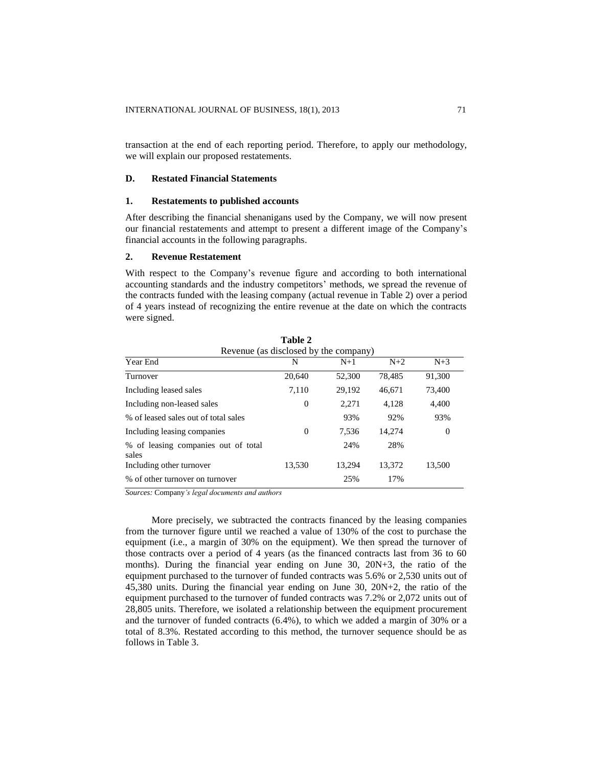transaction at the end of each reporting period. Therefore, to apply our methodology, we will explain our proposed restatements.

## D. Restated Financial Statements

### 1. Restatements to published accounts

After describing the financial shenanigans used by the Company, we will now present our financial restatements and attempt to present a different image of the Company's financial accounts in the following paragraphs.

### 2. Revenue Restatement

With respect to the Company's revenue figure and according to both international accounting standards and the industry competitors' methods, we spread the revenue of the contracts funded with the leasing company (actual revenue in Table 2) over a period of 4 years instead of recognizing the entire revenue at the date on which the contracts were signed.

**Table 2**
Revenue (as disclosed by the company)

| Year End | N | N+1 | N+2 | N+3 |
|---|---|---|---|---|
| Turnover | 20,640 | 52,300 | 78,485 | 91,300 |
| Including leased sales | 7,110 | 29,192 | 46,671 | 73,400 |
| Including non-leased sales | 0 | 2,271 | 4,128 | 4,400 |
| % of leased sales out of total sales | | 93% | 92% | 93% |
| Including leasing companies | 0 | 7,536 | 14,274 | 0 |
| % of leasing companies out of total sales | | 24% | 28% | |
| Including other turnover | 13,530 | 13,294 | 13,372 | 13,500 |
| % of other turnover on turnover | | 25% | 17% | |

*Sources:* Company*'s legal documents and authors*

More precisely, we subtracted the contracts financed by the leasing companies from the turnover figure until we reached a value of 130% of the cost to purchase the equipment (i.e., a margin of 30% on the equipment). We then spread the turnover of those contracts over a period of 4 years (as the financed contracts last from 36 to 60 months). During the financial year ending on June 30, 20N+3, the ratio of the equipment purchased to the turnover of funded contracts was 5.6% or 2,530 units out of 45,380 units. During the financial year ending on June 30, 20N+2, the ratio of the equipment purchased to the turnover of funded contracts was 7.2% or 2,072 units out of 28,805 units. Therefore, we isolated a relationship between the equipment procurement and the turnover of funded contracts (6.4%), to which we added a margin of 30% or a total of 8.3%. Restated according to this method, the turnover sequence should be as follows in Table 3.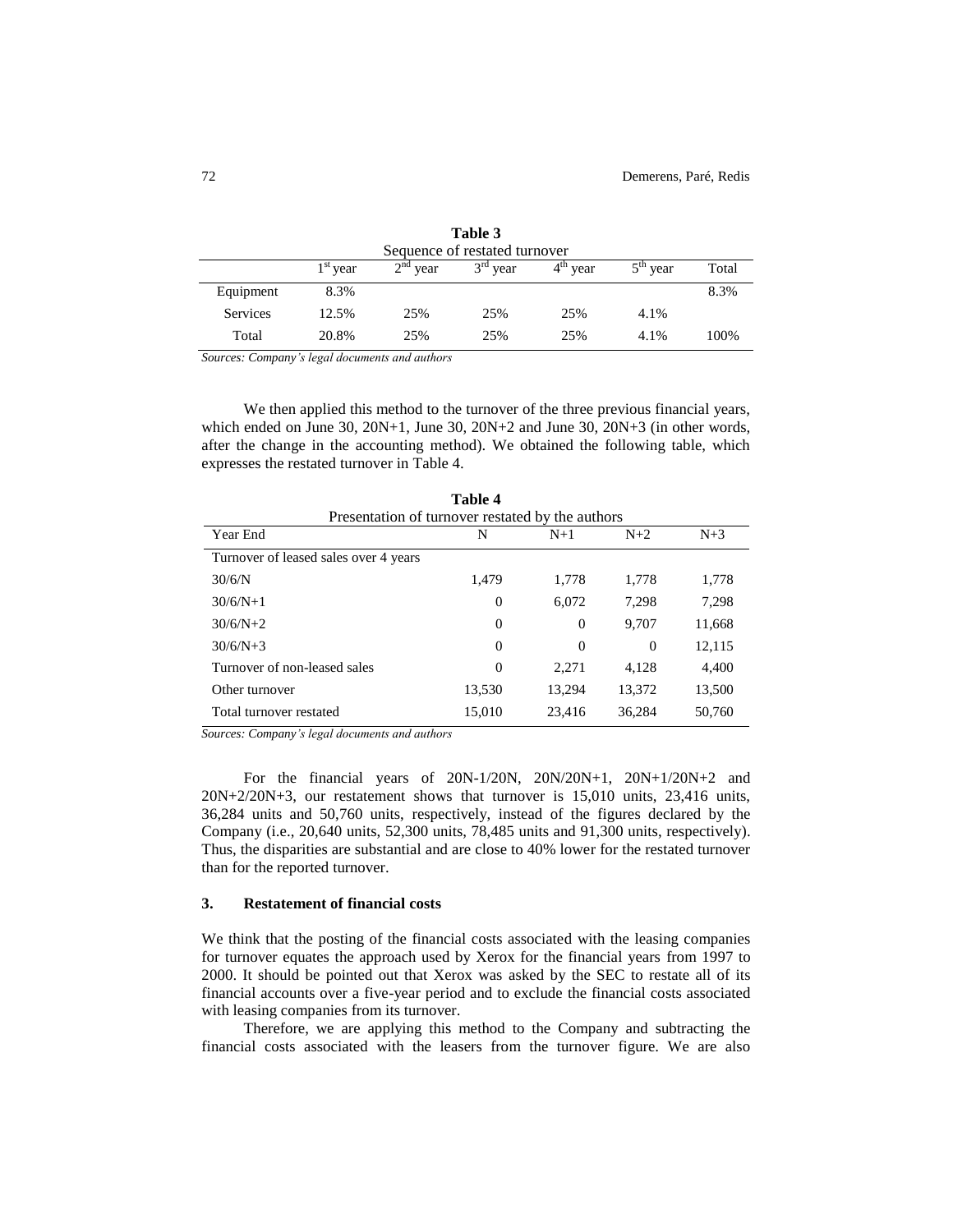**Table 3**
Sequence of restated turnover

| | 1st year | 2nd year | 3rd year | 4th year | 5th year | Total |
|---|---|---|---|---|---|---|
| Equipment | 8.3% | | | | | 8.3% |
| Services | 12.5% | 25% | 25% | 25% | 4.1% | |
| Total | 20.8% | 25% | 25% | 25% | 4.1% | 100% |

*Sources: Company's legal documents and authors*

We then applied this method to the turnover of the three previous financial years, which ended on June 30, 20N+1, June 30, 20N+2 and June 30, 20N+3 (in other words, after the change in the accounting method). We obtained the following table, which expresses the restated turnover in Table 4.

**Table 4**
Presentation of turnover restated by the authors

| Year End | N | N+1 | N+2 | N+3 |
|---|---|---|---|---|
| Turnover of leased sales over 4 years | | | | |
| 30/6/N | 1,479 | 1,778 | 1,778 | 1,778 |
| 30/6/N+1 | 0 | 6,072 | 7,298 | 7,298 |
| 30/6/N+2 | 0 | 0 | 9,707 | 11,668 |
| 30/6/N+3 | 0 | 0 | 0 | 12,115 |
| Turnover of non-leased sales | 0 | 2,271 | 4,128 | 4,400 |
| Other turnover | 13,530 | 13,294 | 13,372 | 13,500 |
| Total turnover restated | 15,010 | 23,416 | 36,284 | 50,760 |

*Sources: Company's legal documents and authors*

For the financial years of 20N-1/20N, 20N/20N+1, 20N+1/20N+2 and 20N+2/20N+3, our restatement shows that turnover is 15,010 units, 23,416 units, 36,284 units and 50,760 units, respectively, instead of the figures declared by the Company (i.e., 20,640 units, 52,300 units, 78,485 units and 91,300 units, respectively). Thus, the disparities are substantial and are close to 40% lower for the restated turnover than for the reported turnover.

### 3. Restatement of financial costs

We think that the posting of the financial costs associated with the leasing companies for turnover equates the approach used by Xerox for the financial years from 1997 to 2000. It should be pointed out that Xerox was asked by the SEC to restate all of its financial accounts over a five-year period and to exclude the financial costs associated with leasing companies from its turnover.

Therefore, we are applying this method to the Company and subtracting the financial costs associated with the leasers from the turnover figure. We are also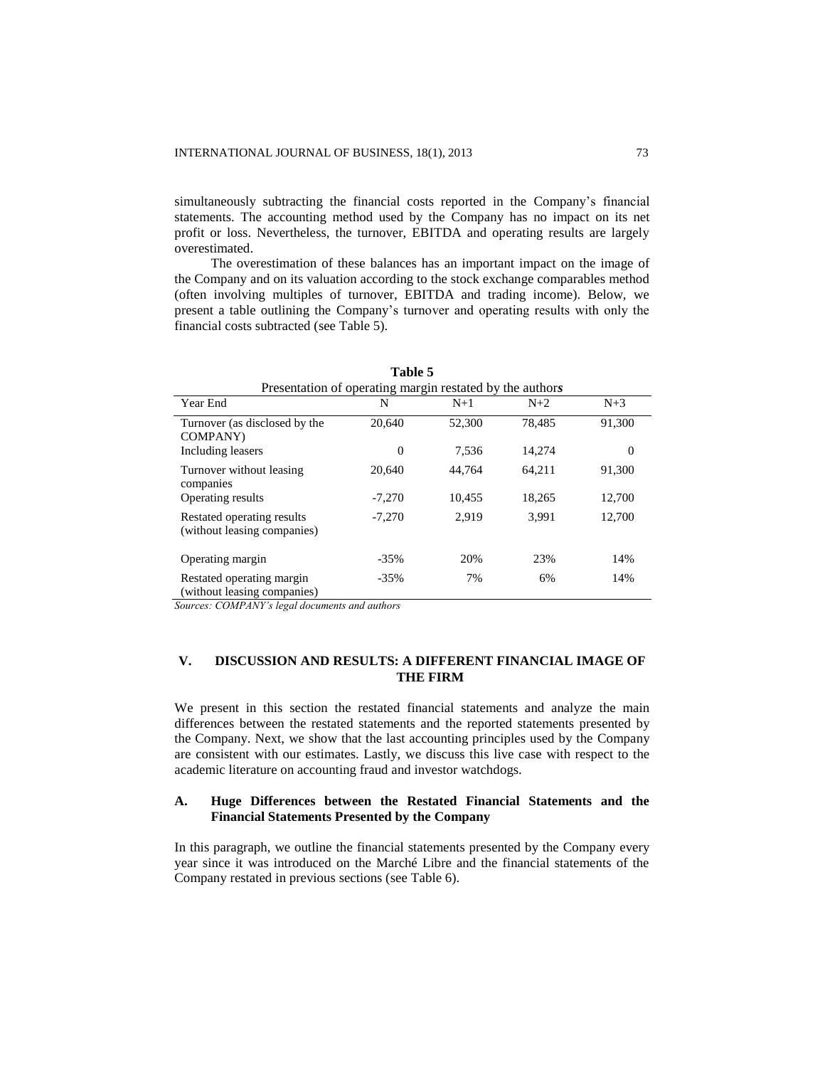simultaneously subtracting the financial costs reported in the Company's financial statements. The accounting method used by the Company has no impact on its net profit or loss. Nevertheless, the turnover, EBITDA and operating results are largely overestimated.

The overestimation of these balances has an important impact on the image of the Company and on its valuation according to the stock exchange comparables method (often involving multiples of turnover, EBITDA and trading income). Below, we present a table outlining the Company's turnover and operating results with only the financial costs subtracted (see Table 5).

**Table 5**

Presentation of operating margin restated by the author***s***

| Year End | N | N+1 | N+2 | N+3 |
|---|---|---|---|---|
| Turnover (as disclosed by the COMPANY) | 20,640 | 52,300 | 78,485 | 91,300 |
| Including leasers | 0 | 7,536 | 14,274 | 0 |
| Turnover without leasing companies | 20,640 | 44,764 | 64,211 | 91,300 |
| Operating results | -7,270 | 10,455 | 18,265 | 12,700 |
| Restated operating results (without leasing companies) | -7,270 | 2,919 | 3,991 | 12,700 |
| Operating margin | -35% | 20% | 23% | 14% |
| Restated operating margin (without leasing companies) | -35% | 7% | 6% | 14% |

*Sources: COMPANY's legal documents and authors*

## V. DISCUSSION AND RESULTS: A DIFFERENT FINANCIAL IMAGE OF THE FIRM

We present in this section the restated financial statements and analyze the main differences between the restated statements and the reported statements presented by the Company. Next, we show that the last accounting principles used by the Company are consistent with our estimates. Lastly, we discuss this live case with respect to the academic literature on accounting fraud and investor watchdogs.

### A. Huge Differences between the Restated Financial Statements and the Financial Statements Presented by the Company

In this paragraph, we outline the financial statements presented by the Company every year since it was introduced on the Marché Libre and the financial statements of the Company restated in previous sections (see Table 6).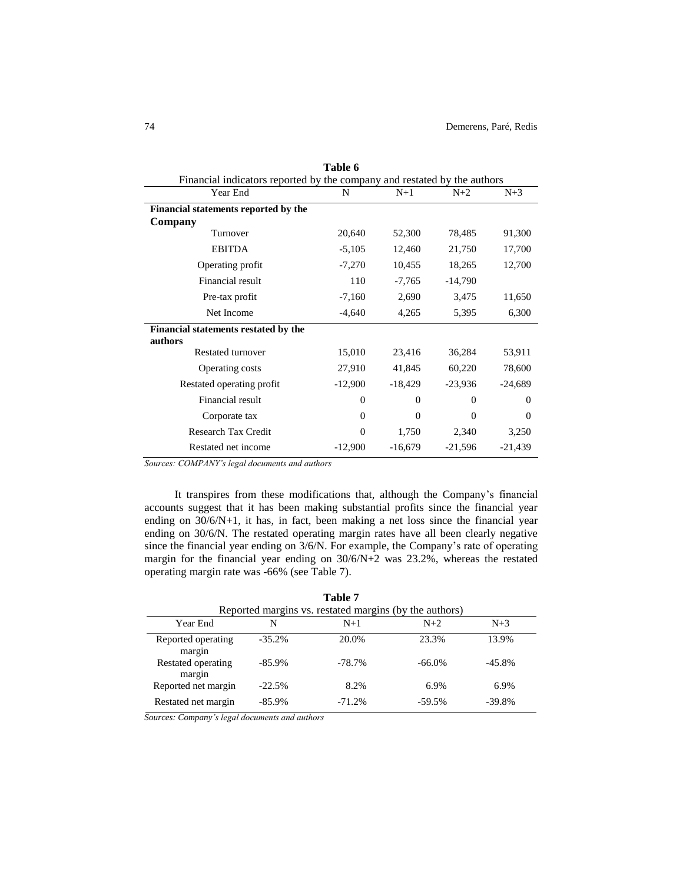**Table 6**

Financial indicators reported by the company and restated by the authors

| Year End | N | N+1 | N+2 | N+3 |
|---|---|---|---|---|
| **Financial statements reported by the Company** | | | | |
| Turnover | 20,640 | 52,300 | 78,485 | 91,300 |
| EBITDA | -5,105 | 12,460 | 21,750 | 17,700 |
| Operating profit | -7,270 | 10,455 | 18,265 | 12,700 |
| Financial result | 110 | -7,765 | -14,790 | |
| Pre-tax profit | -7,160 | 2,690 | 3,475 | 11,650 |
| Net Income | -4,640 | 4,265 | 5,395 | 6,300 |
| **Financial statements restated by the authors** | | | | |
| Restated turnover | 15,010 | 23,416 | 36,284 | 53,911 |
| Operating costs | 27,910 | 41,845 | 60,220 | 78,600 |
| Restated operating profit | -12,900 | -18,429 | -23,936 | -24,689 |
| Financial result | 0 | 0 | 0 | 0 |
| Corporate tax | 0 | 0 | 0 | 0 |
| Research Tax Credit | 0 | 1,750 | 2,340 | 3,250 |
| Restated net income | -12,900 | -16,679 | -21,596 | -21,439 |

*Sources: COMPANY's legal documents and authors*

It transpires from these modifications that, although the Company's financial accounts suggest that it has been making substantial profits since the financial year ending on 30/6/N+1, it has, in fact, been making a net loss since the financial year ending on 30/6/N. The restated operating margin rates have all been clearly negative since the financial year ending on 3/6/N. For example, the Company's rate of operating margin for the financial year ending on 30/6/N+2 was 23.2%, whereas the restated operating margin rate was -66% (see Table 7).

**Table 7**

Reported margins vs. restated margins (by the authors)

| Year End | N | N+1 | N+2 | N+3 |
|---|---|---|---|---|
| Reported operating margin | -35.2% | 20.0% | 23.3% | 13.9% |
| Restated operating margin | -85.9% | -78.7% | -66.0% | -45.8% |
| Reported net margin | -22.5% | 8.2% | 6.9% | 6.9% |
| Restated net margin | -85.9% | -71.2% | -59.5% | -39.8% |

*Sources: Company's legal documents and authors*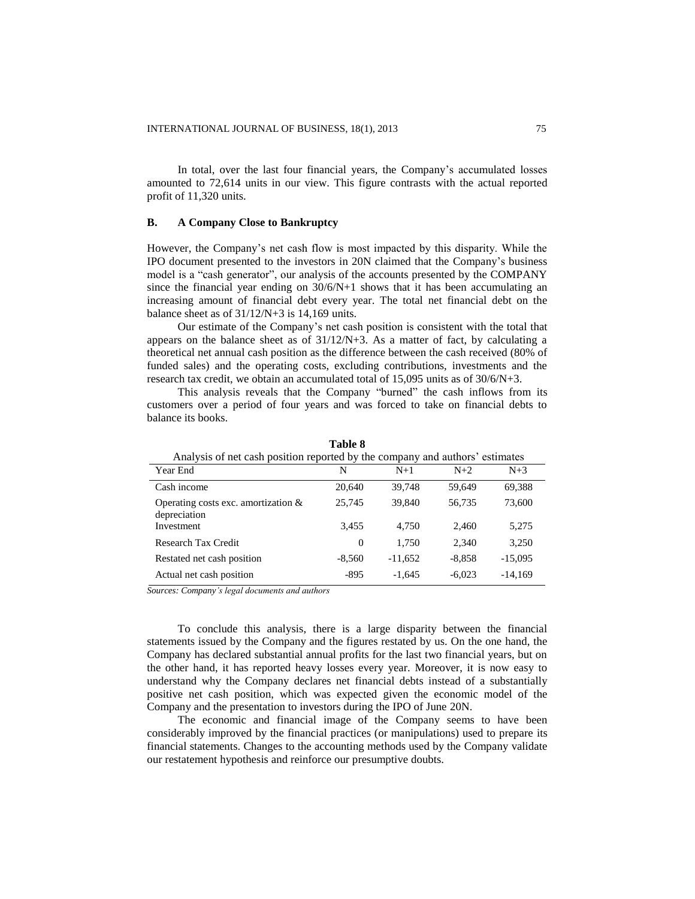In total, over the last four financial years, the Company's accumulated losses amounted to 72,614 units in our view. This figure contrasts with the actual reported profit of 11,320 units.

## B. A Company Close to Bankruptcy

However, the Company's net cash flow is most impacted by this disparity. While the IPO document presented to the investors in 20N claimed that the Company's business model is a "cash generator", our analysis of the accounts presented by the COMPANY since the financial year ending on 30/6/N+1 shows that it has been accumulating an increasing amount of financial debt every year. The total net financial debt on the balance sheet as of 31/12/N+3 is 14,169 units.

Our estimate of the Company's net cash position is consistent with the total that appears on the balance sheet as of 31/12/N+3. As a matter of fact, by calculating a theoretical net annual cash position as the difference between the cash received (80% of funded sales) and the operating costs, excluding contributions, investments and the research tax credit, we obtain an accumulated total of 15,095 units as of 30/6/N+3.

This analysis reveals that the Company "burned" the cash inflows from its customers over a period of four years and was forced to take on financial debts to balance its books.

**Table 8**

Analysis of net cash position reported by the company and authors' estimates

| Year End | N | N+1 | N+2 | N+3 |
|---|---|---|---|---|
| Cash income | 20,640 | 39,748 | 59,649 | 69,388 |
| Operating costs exc. amortization & depreciation | 25,745 | 39,840 | 56,735 | 73,600 |
| Investment | 3,455 | 4,750 | 2,460 | 5,275 |
| Research Tax Credit | 0 | 1,750 | 2,340 | 3,250 |
| Restated net cash position | -8,560 | -11,652 | -8,858 | -15,095 |
| Actual net cash position | -895 | -1,645 | -6,023 | -14,169 |

*Sources: Company's legal documents and authors*

To conclude this analysis, there is a large disparity between the financial statements issued by the Company and the figures restated by us. On the one hand, the Company has declared substantial annual profits for the last two financial years, but on the other hand, it has reported heavy losses every year. Moreover, it is now easy to understand why the Company declares net financial debts instead of a substantially positive net cash position, which was expected given the economic model of the Company and the presentation to investors during the IPO of June 20N.

The economic and financial image of the Company seems to have been considerably improved by the financial practices (or manipulations) used to prepare its financial statements. Changes to the accounting methods used by the Company validate our restatement hypothesis and reinforce our presumptive doubts.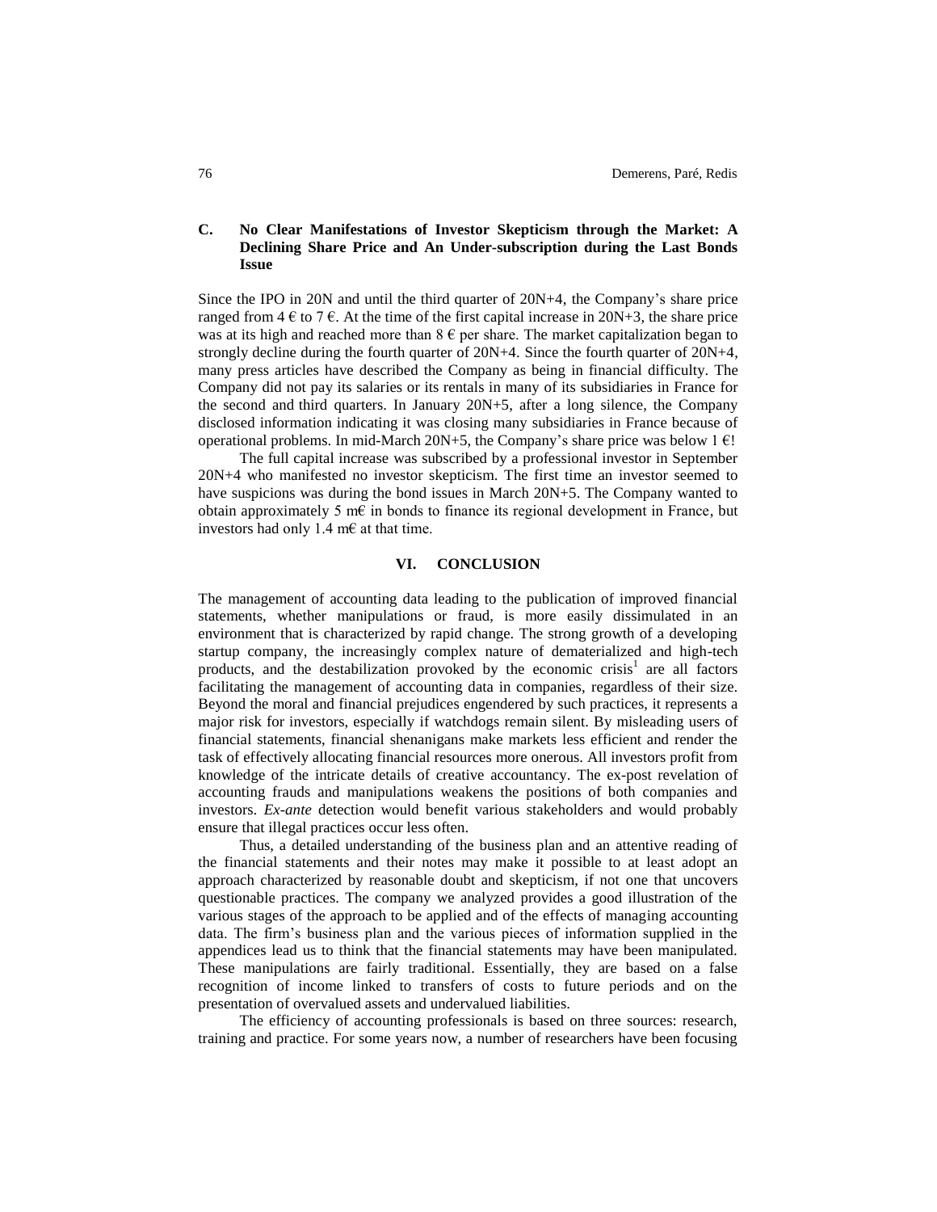### C. No Clear Manifestations of Investor Skepticism through the Market: A Declining Share Price and An Under-subscription during the Last Bonds Issue

Since the IPO in 20N and until the third quarter of 20N+4, the Company's share price ranged from 4 € to 7 €. At the time of the first capital increase in 20N+3, the share price was at its high and reached more than 8 € per share. The market capitalization began to strongly decline during the fourth quarter of 20N+4. Since the fourth quarter of 20N+4, many press articles have described the Company as being in financial difficulty. The Company did not pay its salaries or its rentals in many of its subsidiaries in France for the second and third quarters. In January 20N+5, after a long silence, the Company disclosed information indicating it was closing many subsidiaries in France because of operational problems. In mid-March 20N+5, the Company's share price was below 1 €!

The full capital increase was subscribed by a professional investor in September 20N+4 who manifested no investor skepticism. The first time an investor seemed to have suspicions was during the bond issues in March 20N+5. The Company wanted to obtain approximately 5 m€ in bonds to finance its regional development in France, but investors had only 1.4 m€ at that time.

## VI. CONCLUSION

The management of accounting data leading to the publication of improved financial statements, whether manipulations or fraud, is more easily dissimulated in an environment that is characterized by rapid change. The strong growth of a developing startup company, the increasingly complex nature of dematerialized and high-tech products, and the destabilization provoked by the economic crisis[1] are all factors facilitating the management of accounting data in companies, regardless of their size. Beyond the moral and financial prejudices engendered by such practices, it represents a major risk for investors, especially if watchdogs remain silent. By misleading users of financial statements, financial shenanigans make markets less efficient and render the task of effectively allocating financial resources more onerous. All investors profit from knowledge of the intricate details of creative accountancy. The ex-post revelation of accounting frauds and manipulations weakens the positions of both companies and investors. *Ex-ante* detection would benefit various stakeholders and would probably ensure that illegal practices occur less often.

Thus, a detailed understanding of the business plan and an attentive reading of the financial statements and their notes may make it possible to at least adopt an approach characterized by reasonable doubt and skepticism, if not one that uncovers questionable practices. The company we analyzed provides a good illustration of the various stages of the approach to be applied and of the effects of managing accounting data. The firm's business plan and the various pieces of information supplied in the appendices lead us to think that the financial statements may have been manipulated. These manipulations are fairly traditional. Essentially, they are based on a false recognition of income linked to transfers of costs to future periods and on the presentation of overvalued assets and undervalued liabilities.

The efficiency of accounting professionals is based on three sources: research, training and practice. For some years now, a number of researchers have been focusing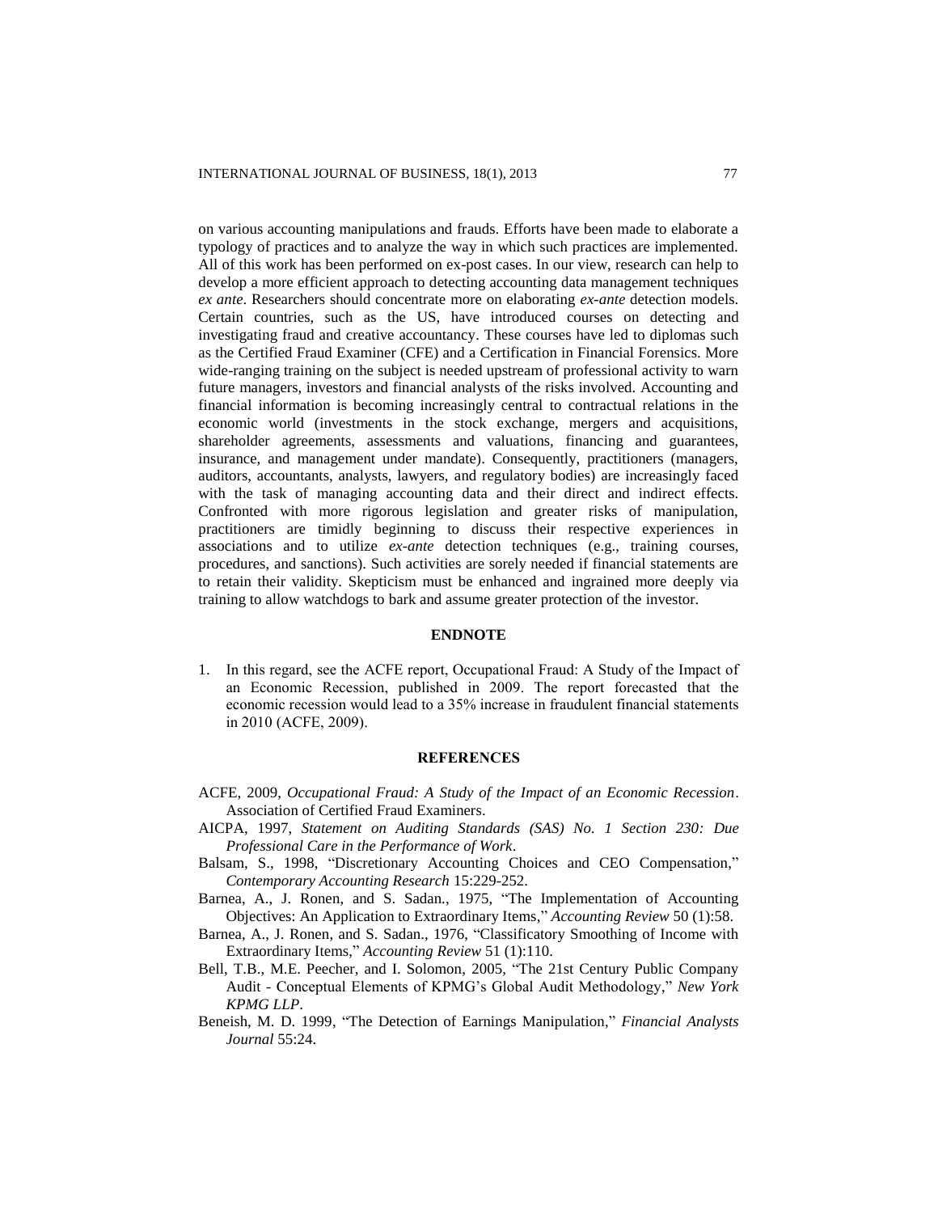on various accounting manipulations and frauds. Efforts have been made to elaborate a typology of practices and to analyze the way in which such practices are implemented. All of this work has been performed on ex-post cases. In our view, research can help to develop a more efficient approach to detecting accounting data management techniques *ex ante*. Researchers should concentrate more on elaborating *ex-ante* detection models. Certain countries, such as the US, have introduced courses on detecting and investigating fraud and creative accountancy. These courses have led to diplomas such as the Certified Fraud Examiner (CFE) and a Certification in Financial Forensics. More wide-ranging training on the subject is needed upstream of professional activity to warn future managers, investors and financial analysts of the risks involved. Accounting and financial information is becoming increasingly central to contractual relations in the economic world (investments in the stock exchange, mergers and acquisitions, shareholder agreements, assessments and valuations, financing and guarantees, insurance, and management under mandate). Consequently, practitioners (managers, auditors, accountants, analysts, lawyers, and regulatory bodies) are increasingly faced with the task of managing accounting data and their direct and indirect effects. Confronted with more rigorous legislation and greater risks of manipulation, practitioners are timidly beginning to discuss their respective experiences in associations and to utilize *ex-ante* detection techniques (e.g., training courses, procedures, and sanctions). Such activities are sorely needed if financial statements are to retain their validity. Skepticism must be enhanced and ingrained more deeply via training to allow watchdogs to bark and assume greater protection of the investor.

## ENDNOTE

1. In this regard, see the ACFE report, Occupational Fraud: A Study of the Impact of an Economic Recession, published in 2009. The report forecasted that the economic recession would lead to a 35% increase in fraudulent financial statements in 2010 (ACFE, 2009).

## REFERENCES

ACFE, 2009, *Occupational Fraud: A Study of the Impact of an Economic Recession*. Association of Certified Fraud Examiners.

AICPA, 1997, *Statement on Auditing Standards (SAS) No. 1 Section 230: Due Professional Care in the Performance of Work*.

Balsam, S., 1998, "Discretionary Accounting Choices and CEO Compensation," *Contemporary Accounting Research* 15:229-252.

Barnea, A., J. Ronen, and S. Sadan., 1975, "The Implementation of Accounting Objectives: An Application to Extraordinary Items," *Accounting Review* 50 (1):58.

Barnea, A., J. Ronen, and S. Sadan., 1976, "Classificatory Smoothing of Income with Extraordinary Items," *Accounting Review* 51 (1):110.

Bell, T.B., M.E. Peecher, and I. Solomon, 2005, "The 21st Century Public Company Audit - Conceptual Elements of KPMG's Global Audit Methodology," *New York KPMG LLP*.

Beneish, M. D. 1999, "The Detection of Earnings Manipulation," *Financial Analysts Journal* 55:24.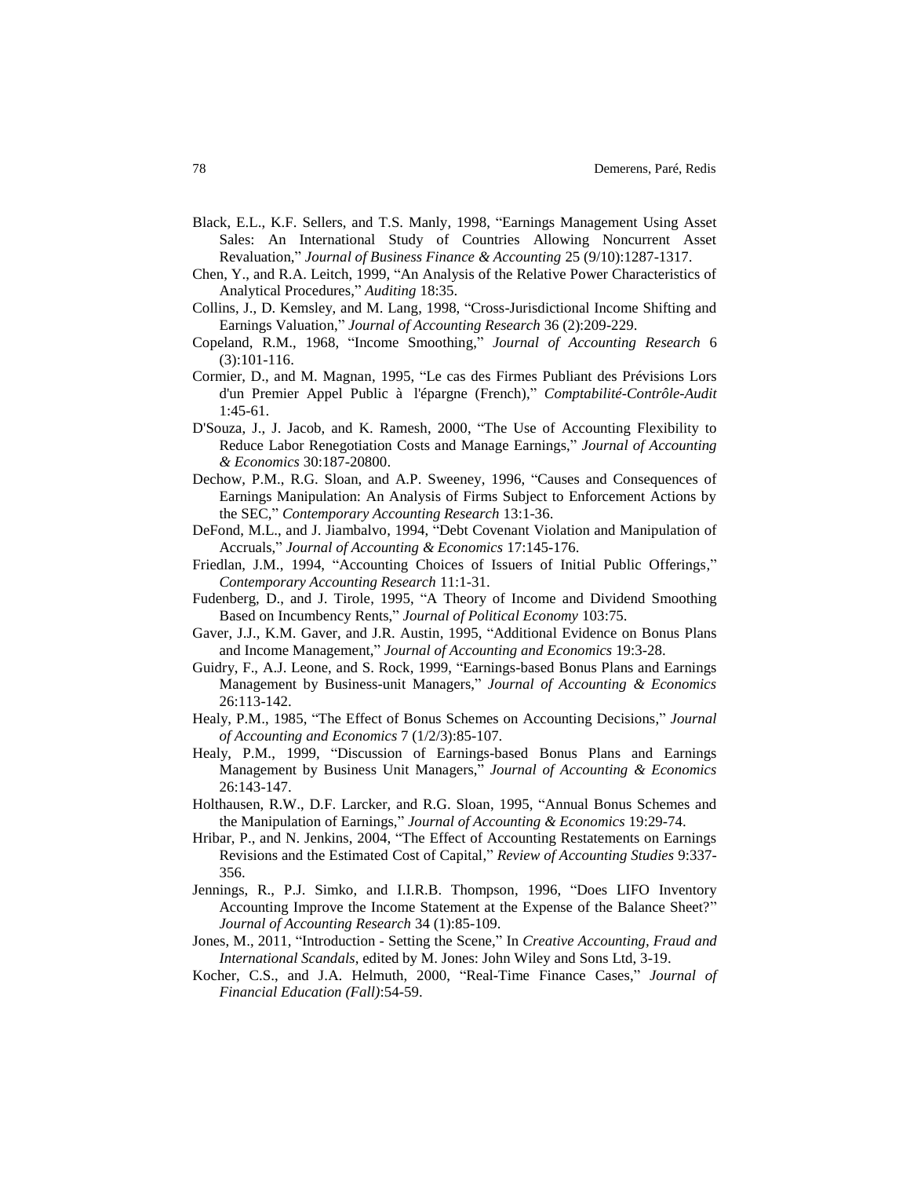Black, E.L., K.F. Sellers, and T.S. Manly, 1998, "Earnings Management Using Asset Sales: An International Study of Countries Allowing Noncurrent Asset Revaluation," *Journal of Business Finance & Accounting* 25 (9/10):1287-1317.

Chen, Y., and R.A. Leitch, 1999, "An Analysis of the Relative Power Characteristics of Analytical Procedures," *Auditing* 18:35.

Collins, J., D. Kemsley, and M. Lang, 1998, "Cross-Jurisdictional Income Shifting and Earnings Valuation," *Journal of Accounting Research* 36 (2):209-229.

Copeland, R.M., 1968, "Income Smoothing," *Journal of Accounting Research* 6 (3):101-116.

Cormier, D., and M. Magnan, 1995, "Le cas des Firmes Publiant des Prévisions Lors d'un Premier Appel Public à l'épargne (French)," *Comptabilité-Contrôle-Audit* 1:45-61.

D'Souza, J., J. Jacob, and K. Ramesh, 2000, "The Use of Accounting Flexibility to Reduce Labor Renegotiation Costs and Manage Earnings," *Journal of Accounting & Economics* 30:187-20800.

Dechow, P.M., R.G. Sloan, and A.P. Sweeney, 1996, "Causes and Consequences of Earnings Manipulation: An Analysis of Firms Subject to Enforcement Actions by the SEC," *Contemporary Accounting Research* 13:1-36.

DeFond, M.L., and J. Jiambalvo, 1994, "Debt Covenant Violation and Manipulation of Accruals," *Journal of Accounting & Economics* 17:145-176.

Friedlan, J.M., 1994, "Accounting Choices of Issuers of Initial Public Offerings," *Contemporary Accounting Research* 11:1-31.

Fudenberg, D., and J. Tirole, 1995, "A Theory of Income and Dividend Smoothing Based on Incumbency Rents," *Journal of Political Economy* 103:75.

Gaver, J.J., K.M. Gaver, and J.R. Austin, 1995, "Additional Evidence on Bonus Plans and Income Management," *Journal of Accounting and Economics* 19:3-28.

Guidry, F., A.J. Leone, and S. Rock, 1999, "Earnings-based Bonus Plans and Earnings Management by Business-unit Managers," *Journal of Accounting & Economics* 26:113-142.

Healy, P.M., 1985, "The Effect of Bonus Schemes on Accounting Decisions," *Journal of Accounting and Economics* 7 (1/2/3):85-107.

Healy, P.M., 1999, "Discussion of Earnings-based Bonus Plans and Earnings Management by Business Unit Managers," *Journal of Accounting & Economics* 26:143-147.

Holthausen, R.W., D.F. Larcker, and R.G. Sloan, 1995, "Annual Bonus Schemes and the Manipulation of Earnings," *Journal of Accounting & Economics* 19:29-74.

Hribar, P., and N. Jenkins, 2004, "The Effect of Accounting Restatements on Earnings Revisions and the Estimated Cost of Capital," *Review of Accounting Studies* 9:337-356.

Jennings, R., P.J. Simko, and I.I.R.B. Thompson, 1996, "Does LIFO Inventory Accounting Improve the Income Statement at the Expense of the Balance Sheet?" *Journal of Accounting Research* 34 (1):85-109.

Jones, M., 2011, "Introduction - Setting the Scene," In *Creative Accounting, Fraud and International Scandals*, edited by M. Jones: John Wiley and Sons Ltd, 3-19.

Kocher, C.S., and J.A. Helmuth, 2000, "Real-Time Finance Cases," *Journal of Financial Education (Fall)*:54-59.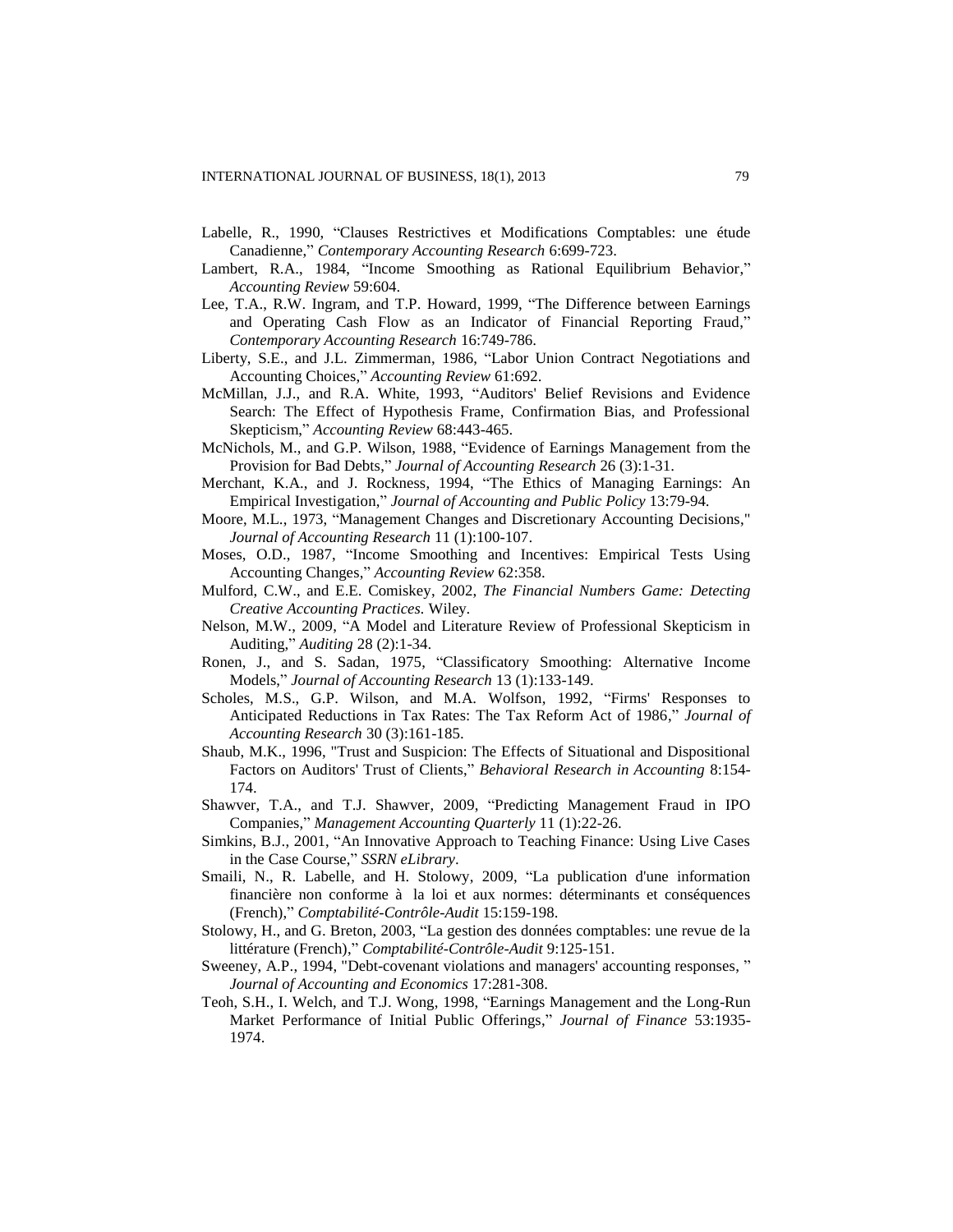Labelle, R., 1990, “Clauses Restrictives et Modifications Comptables: une étude Canadienne,” *Contemporary Accounting Research* 6:699-723.

Lambert, R.A., 1984, “Income Smoothing as Rational Equilibrium Behavior,” *Accounting Review* 59:604.

Lee, T.A., R.W. Ingram, and T.P. Howard, 1999, “The Difference between Earnings and Operating Cash Flow as an Indicator of Financial Reporting Fraud,” *Contemporary Accounting Research* 16:749-786.

Liberty, S.E., and J.L. Zimmerman, 1986, “Labor Union Contract Negotiations and Accounting Choices,” *Accounting Review* 61:692.

McMillan, J.J., and R.A. White, 1993, “Auditors' Belief Revisions and Evidence Search: The Effect of Hypothesis Frame, Confirmation Bias, and Professional Skepticism,” *Accounting Review* 68:443-465.

McNichols, M., and G.P. Wilson, 1988, “Evidence of Earnings Management from the Provision for Bad Debts,” *Journal of Accounting Research* 26 (3):1-31.

Merchant, K.A., and J. Rockness, 1994, “The Ethics of Managing Earnings: An Empirical Investigation,” *Journal of Accounting and Public Policy* 13:79-94.

Moore, M.L., 1973, “Management Changes and Discretionary Accounting Decisions," *Journal of Accounting Research* 11 (1):100-107.

Moses, O.D., 1987, “Income Smoothing and Incentives: Empirical Tests Using Accounting Changes,” *Accounting Review* 62:358.

Mulford, C.W., and E.E. Comiskey, 2002, *The Financial Numbers Game: Detecting Creative Accounting Practices*. Wiley.

Nelson, M.W., 2009, “A Model and Literature Review of Professional Skepticism in Auditing,” *Auditing* 28 (2):1-34.

Ronen, J., and S. Sadan, 1975, “Classificatory Smoothing: Alternative Income Models,” *Journal of Accounting Research* 13 (1):133-149.

Scholes, M.S., G.P. Wilson, and M.A. Wolfson, 1992, “Firms' Responses to Anticipated Reductions in Tax Rates: The Tax Reform Act of 1986,” *Journal of Accounting Research* 30 (3):161-185.

Shaub, M.K., 1996, "Trust and Suspicion: The Effects of Situational and Dispositional Factors on Auditors' Trust of Clients,” *Behavioral Research in Accounting* 8:154-174.

Shawver, T.A., and T.J. Shawver, 2009, “Predicting Management Fraud in IPO Companies,” *Management Accounting Quarterly* 11 (1):22-26.

Simkins, B.J., 2001, “An Innovative Approach to Teaching Finance: Using Live Cases in the Case Course,” *SSRN eLibrary*.

Smaili, N., R. Labelle, and H. Stolowy, 2009, “La publication d'une information financière non conforme à la loi et aux normes: déterminants et conséquences (French),” *Comptabilité-Contrôle-Audit* 15:159-198.

Stolowy, H., and G. Breton, 2003, “La gestion des données comptables: une revue de la littérature (French),” *Comptabilité-Contrôle-Audit* 9:125-151.

Sweeney, A.P., 1994, "Debt-covenant violations and managers' accounting responses, ” *Journal of Accounting and Economics* 17:281-308.

Teoh, S.H., I. Welch, and T.J. Wong, 1998, “Earnings Management and the Long-Run Market Performance of Initial Public Offerings,” *Journal of Finance* 53:1935-1974.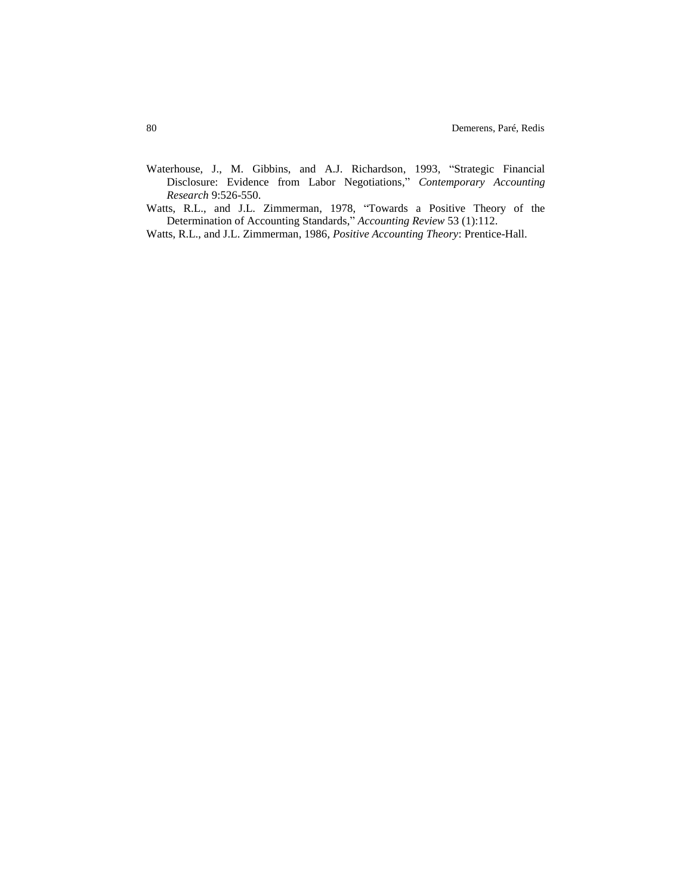Waterhouse, J., M. Gibbins, and A.J. Richardson, 1993, "Strategic Financial Disclosure: Evidence from Labor Negotiations," *Contemporary Accounting Research* 9:526-550.

Watts, R.L., and J.L. Zimmerman, 1978, "Towards a Positive Theory of the Determination of Accounting Standards," *Accounting Review* 53 (1):112.

Watts, R.L., and J.L. Zimmerman, 1986, *Positive Accounting Theory*: Prentice-Hall.